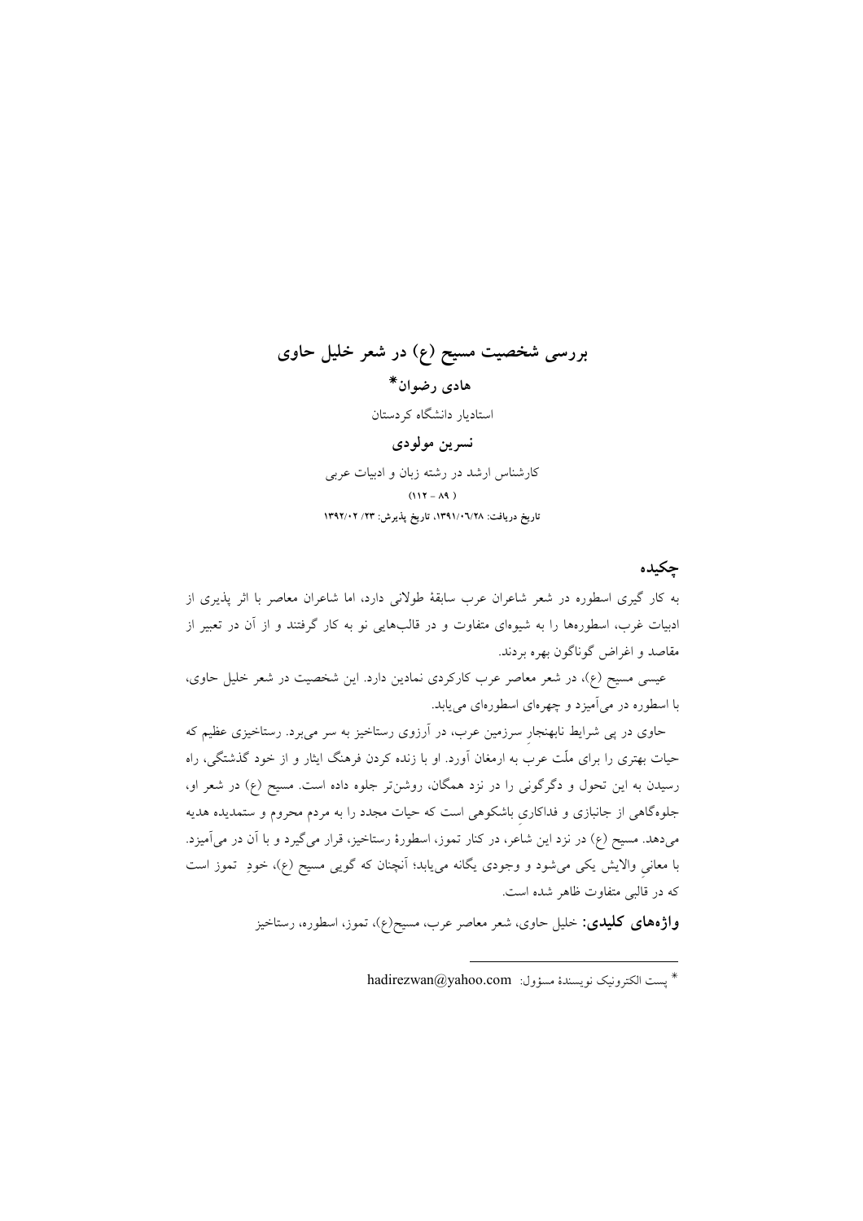# بررسی شخصیت مسیح (ع) در شعر خلیل حاوی

**هادی رضوان***

استادیار دانشگاه کردستان

**نسرین مولودی**

کارشناس ارشد در رشته زبان و ادبیات عربی

(۸۹ - ۱۱۲)

**تاریخ دریافت: ۱۳۹۱/۰۶/۲۸، تاریخ پذیرش: ۱۳۹۲/۰۲/۲۳**

## چکیده

به کار گیری اسطوره در شعر شاعران عرب سابقهٔ طولانی دارد، اما شاعران معاصر با اثر پذیری از ادبیات غرب، اسطوره‌ها را به شیوه‌ای متفاوت و در قالب‌هایی نو به کار گرفتند و از آن در تعبیر از مقاصد و اغراض گوناگون بهره بردند.

عیسی مسیح (ع)، در شعر معاصر عرب کارکردی نمادین دارد. این شخصیت در شعر خلیل حاوی، با اسطوره در می‌آمیزد و چهره‌ای اسطوره‌ای می‌یابد.

حاوی در پی شرایط نابهنجارِ سرزمین عرب، در آرزوی رستاخیز به سر می‌برد. رستاخیزی عظیم که حیات بهتری را برای ملّت عرب به ارمغان آورد. او با زنده کردن فرهنگ ایثار و از خود گذشتگی، راه رسیدن به این تحول و دگرگونی را در نزد همگان، روشن‌تر جلوه داده است. مسیح (ع) در شعر او، جلوه‌گاهی از جانبازی و فداکاریِ باشکوهی است که حیات مجدد را به مردم محروم و ستمدیده هدیه می‌دهد. مسیح (ع) در نزد این شاعر، در کنار تموز، اسطورهٔ رستاخیز، قرار می‌گیرد و با آن در می‌آمیزد. با معانیِ والایش یکی می‌شود و وجودی یگانه می‌یابد؛ آنچنان که گویی مسیح (ع)، خودِ تموز است که در قالبی متفاوت ظاهر شده است.

**واژه‌های کلیدی:** خلیل حاوی، شعر معاصر عرب، مسیح(ع)، تموز، اسطوره، رستاخیز

---

* پست الکترونیک نویسندهٔ مسؤول: hadirezwan@yahoo.com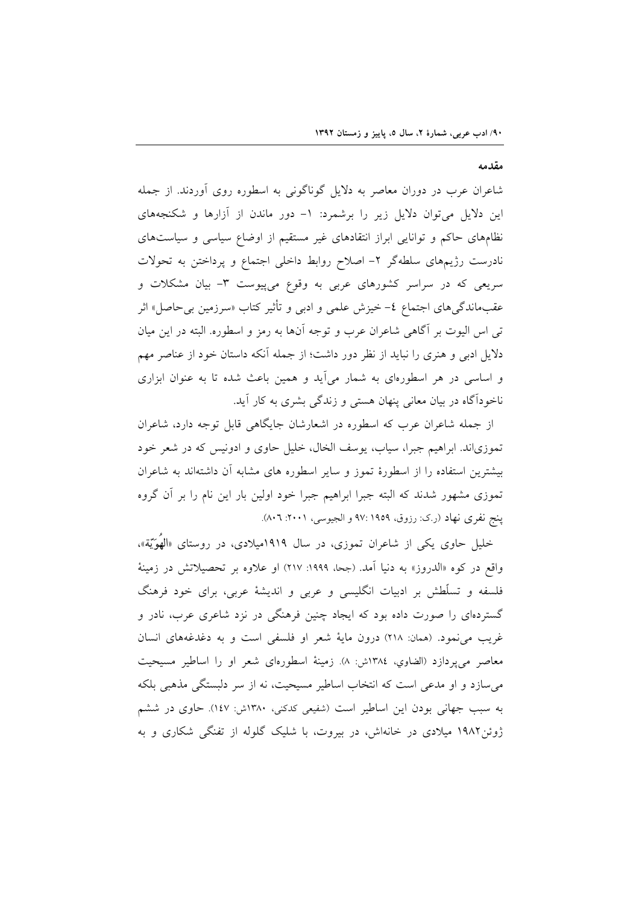## مقدمه

شاعران عرب در دوران معاصر به دلایل گوناگونی به اسطوره روی آوردند. از جمله این دلایل می‌توان دلایل زیر را برشمرد: ۱- دور ماندن از آزارها و شکنجه‌های نظام‌های حاکم و توانایی ابراز انتقادهای غیر مستقیم از اوضاع سیاسی و سیاست‌های نادرست رژیم‌های سلطه‌گر ۲- اصلاح روابط داخلی اجتماع و پرداختن به تحولات سریعی که در سراسر کشورهای عربی به وقوع می‌پیوست ۳- بیان مشکلات و عقب‌ماندگی‌های اجتماع ٤- خیزش علمی و ادبی و تأثیر کتاب «سرزمین بی‌حاصل» اثر تی اس الیوت بر آگاهی شاعران عرب و توجه آن‌ها به رمز و اسطوره. البته در این میان دلایل ادبی و هنری را نباید از نظر دور داشت؛ از جمله آنکه داستان خود از عناصر مهم و اساسی در هر اسطوره‌ای به شمار می‌آید و همین باعث شده تا به عنوان ابزاری ناخودآگاه در بیان معانی پنهان هستی و زندگی بشری به کار آید.

از جمله شاعران عرب که اسطوره در اشعارشان جایگاهی قابل توجه دارد، شاعران تموزی‌اند. ابراهیم جبرا، سیاب، یوسف الخال، خلیل حاوی و ادونیس که در شعر خود بیشترین استفاده را از اسطورهٔ تموز و سایر اسطوره های مشابه آن داشته‌اند به شاعران تموزی مشهور شدند که البته جبرا ابراهیم جبرا خود اولین بار این نام را بر آن گروه پنج نفری نهاد (ر.ک: رزوق، ۱۹۵۹ :۹۷ و الجیوسی، ۲۰۰۱: ۸۰٦).

خلیل حاوی یکی از شاعران تموزی، در سال ۱۹۱۹میلادی، در روستای «الهُوَيّة»، واقع در کوه «الدروز» به دنیا آمد. (جحا، ۱۹۹۹: ۲۱۷) او علاوه بر تحصیلاتش در زمینهٔ فلسفه و تسلّطش بر ادبیات انگلیسی و عربی و اندیشهٔ عربی، برای خود فرهنگ گسترده‌ای را صورت داده بود که ایجاد چنین فرهنگی در نزد شاعری عرب، نادر و غریب می‌نمود. (همان: ۲۱۸) درون مایهٔ شعر او فلسفی است و به دغدغه‌های انسان معاصر می‌پردازد (الضاوي، ۱۳۸٤ش: ۸). زمینهٔ اسطوره‌ای شعر او را اساطیر مسیحیت می‌سازد و او مدعی است که انتخاب اساطیر مسیحیت، نه از سر دلبستگی مذهبی بلکه به سبب جهانی بودن این اساطیر است (شفیعی کدکنی، ۱۳۸۰ش: ۱٤۷). حاوی در ششم ژوئن۱۹۸۲ میلادی در خانه‌اش، در بیروت، با شلیک گلوله از تفنگی شکاری و به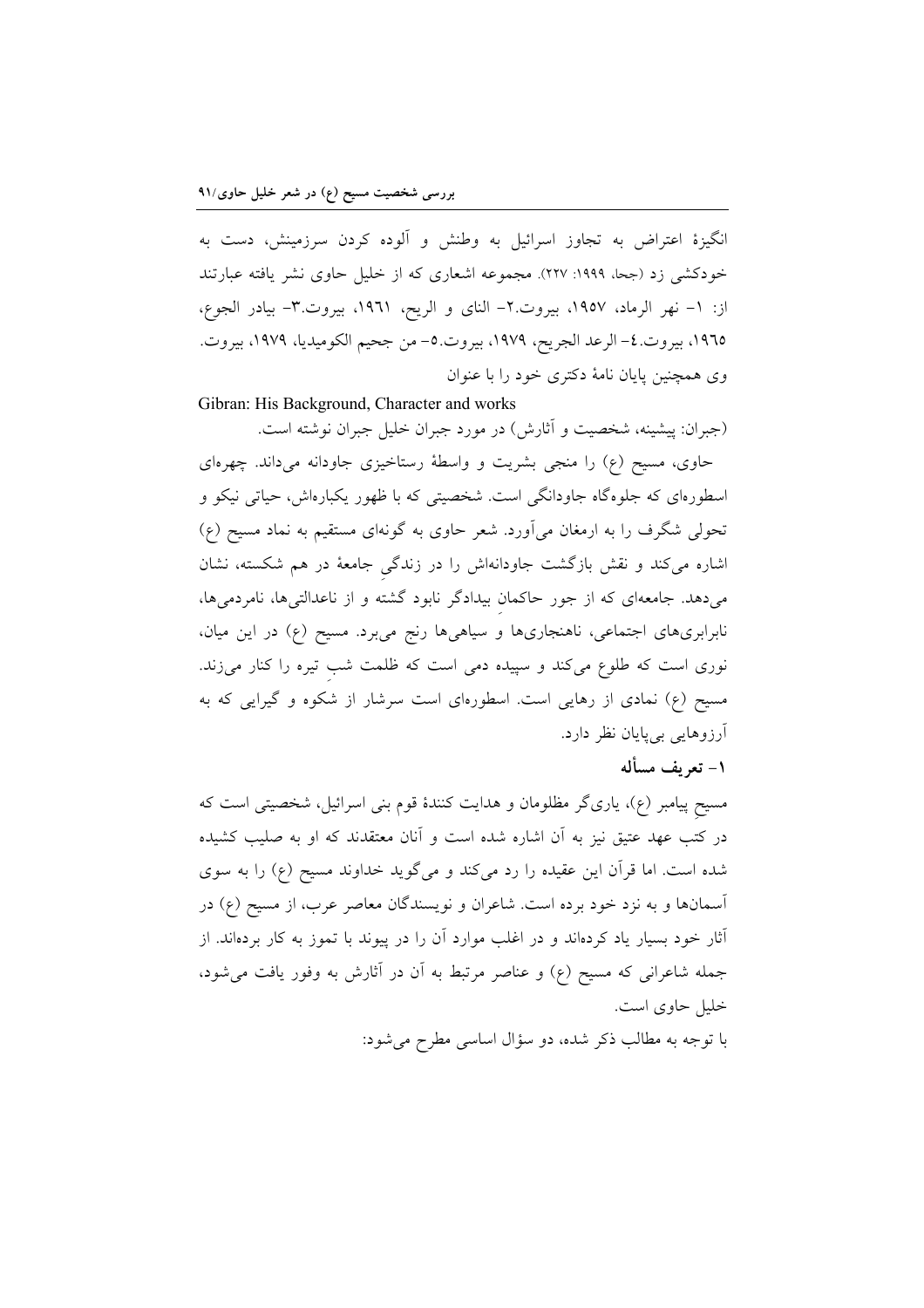انگیزهٔ اعتراض به تجاوز اسرائیل به وطنش و آلوده کردن سرزمینش، دست به خودکشی زد (جحا، ۱۹۹۹: ۲۲۷). مجموعه اشعاری که از خلیل حاوی نشر یافته عبارتند از: ۱- نهر الرماد، ۱۹۵۷، بیروت.۲- الناي و الريح، ۱۹٦۱، بیروت.۳- بیادر الجوع، ۱۹٦٥، بیروت.٤- الرعد الجريح، ۱۹۷۹، بیروت.٥- من جحیم الکومیدیا، ۱۹۷۹، بیروت. وی همچنین پایان نامهٔ دکتری خود را با عنوان

Gibran: His Background, Character and works

(جبران: پیشینه، شخصیت و آثارش) در مورد جبران خلیل جبران نوشته است.

حاوی، مسیح (ع) را منجی بشریت و واسطهٔ رستاخیزی جاودانه می‌داند. چهره‌ای اسطوره‌ای که جلوه‌گاه جاودانگی است. شخصیتی که با ظهور یکباره‌اش، حیاتی نیکو و تحولی شگرف را به ارمغان می‌آورد. شعر حاوی به گونه‌ای مستقیم به نماد مسیح (ع) اشاره می‌کند و نقش بازگشت جاودانه‌اش را در زندگیِ جامعهٔ در هم شکسته، نشان می‌دهد. جامعه‌ای که از جور حاکمانِ بیدادگر نابود گشته و از ناعدالتی‌ها، نامردمی‌ها، نابرابری‌های اجتماعی، ناهنجاری‌ها و سیاهی‌ها رنج می‌برد. مسیح (ع) در این میان، نوری است که طلوع می‌کند و سپیده دمی است که ظلمت شبِ تیره را کنار می‌زند. مسیح (ع) نمادی از رهایی است. اسطوره‌ای است سرشار از شکوه و گیرایی که به آرزوهایی بی‌پایان نظر دارد.

## ۱- تعریف مسأله

مسیحِ پیامبر (ع)، یاری‌گر مظلومان و هدایت کنندهٔ قوم بنی اسرائیل، شخصیتی است که در کتب عهد عتیق نیز به آن اشاره شده است و آنان معتقدند که او به صلیب کشیده شده است. اما قرآن این عقیده را رد می‌کند و می‌گوید خداوند مسیح (ع) را به سوی آسمان‌ها و به نزد خود برده است. شاعران و نویسندگان معاصر عرب، از مسیح (ع) در آثار خود بسیار یاد کرده‌اند و در اغلب موارد آن را در پیوند با تموز به کار برده‌اند. از جمله شاعرانی که مسیح (ع) و عناصر مرتبط به آن در آثارش به وفور یافت می‌شود، خلیل حاوی است.

با توجه به مطالب ذکر شده، دو سؤال اساسی مطرح می‌شود: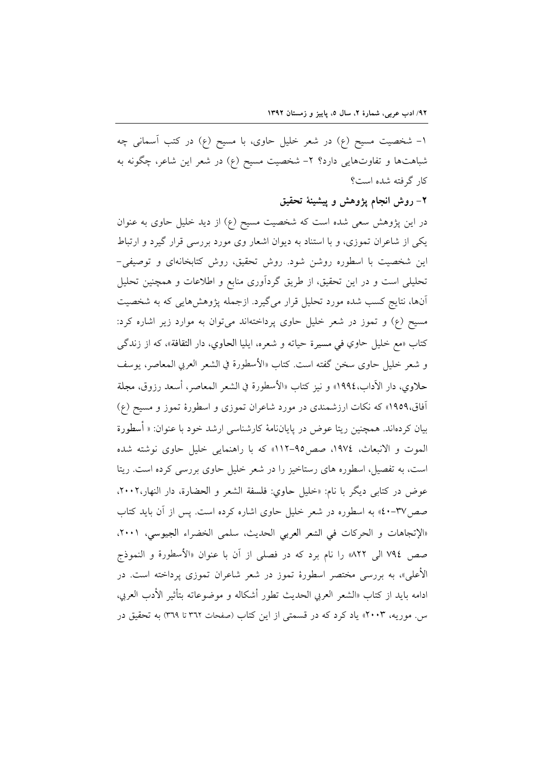۱- شخصیت مسیح (ع) در شعر خلیل حاوی، با مسیح (ع) در کتب آسمانی چه شباهت‌ها و تفاوت‌هایی دارد؟ ۲- شخصیت مسیح (ع) در شعر این شاعر، چگونه به کار گرفته شده است؟

## ۲- روش انجام پژوهش و پیشینهٔ تحقیق

در این پژوهش سعی شده است که شخصیت مسیح (ع) از دید خلیل حاوی به عنوان یکی از شاعران تموزی، و با استناد به دیوان اشعار وی مورد بررسی قرار گیرد و ارتباط این شخصیت با اسطوره روشن شود. روش تحقیق، روش کتابخانه‌ای و توصیفی-تحلیلی است و در این تحقیق، از طریق گردآوری منابع و اطلاعات و همچنین تحلیل آن‌ها، نتایج کسب شده مورد تحلیل قرار می‌گیرد. ازجمله پژوهش‌هایی که به شخصیت مسیح (ع) و تموز در شعر خلیل حاوی پرداخته‌اند می‌توان به موارد زیر اشاره کرد: کتاب «مع خليل حاوي في مسيرة حياته و شعره، ايليا الحاوي، دار الثقافة»، که از زندگی و شعر خلیل حاوی سخن گفته است. کتاب «الأسطورة في الشعر العربي المعاصر، يوسف حلاوي، دار الآداب،١٩٩٤» و نیز کتاب «الأسطورة في الشعر المعاصر، أسعد رزوق، مجلة آفاق،١٩٥٩» که نکات ارزشمندی در مورد شاعران تموزی و اسطورهٔ تموز و مسیح (ع) بیان کرده‌اند. همچنین ریتا عوض در پایان‌نامهٔ کارشناسی ارشد خود با عنوان: « أسطورة الموت و الانبعاث، ١٩٧٤، صص٩٥-١١٢» که با راهنمایی خلیل حاوی نوشته شده است، به تفصیل، اسطوره های رستاخیز را در شعر خلیل حاوی بررسی کرده است. ریتا عوض در کتابی دیگر با نام: «خليل حاوي: فلسفة الشعر و الحضارة، دار النهار،٢٠٠٢، صص٣٧-٤٠» به اسطوره در شعر خلیل حاوی اشاره کرده است. پس از آن باید کتاب «الإتجاهات و الحركات في الشعر العربي الحديث، سلمى الخضراء الجيوسي، ٢٠٠١، صص ٧٩٤ الى ٨٢٢» را نام برد که در فصلی از آن با عنوان «الأسطورة و النموذج الأعلى»، به بررسی مختصر اسطورهٔ تموز در شعر شاعران تموزی پرداخته است. در ادامه باید از کتاب «الشعر العربي الحديث تطور أشكاله و موضوعاته بتأثير الأدب العربي، س. موريه، ٢٠٠٣» یاد کرد که در قسمتی از این کتاب (صفحات ٣٦٢ تا ٣٦٩) به تحقیق در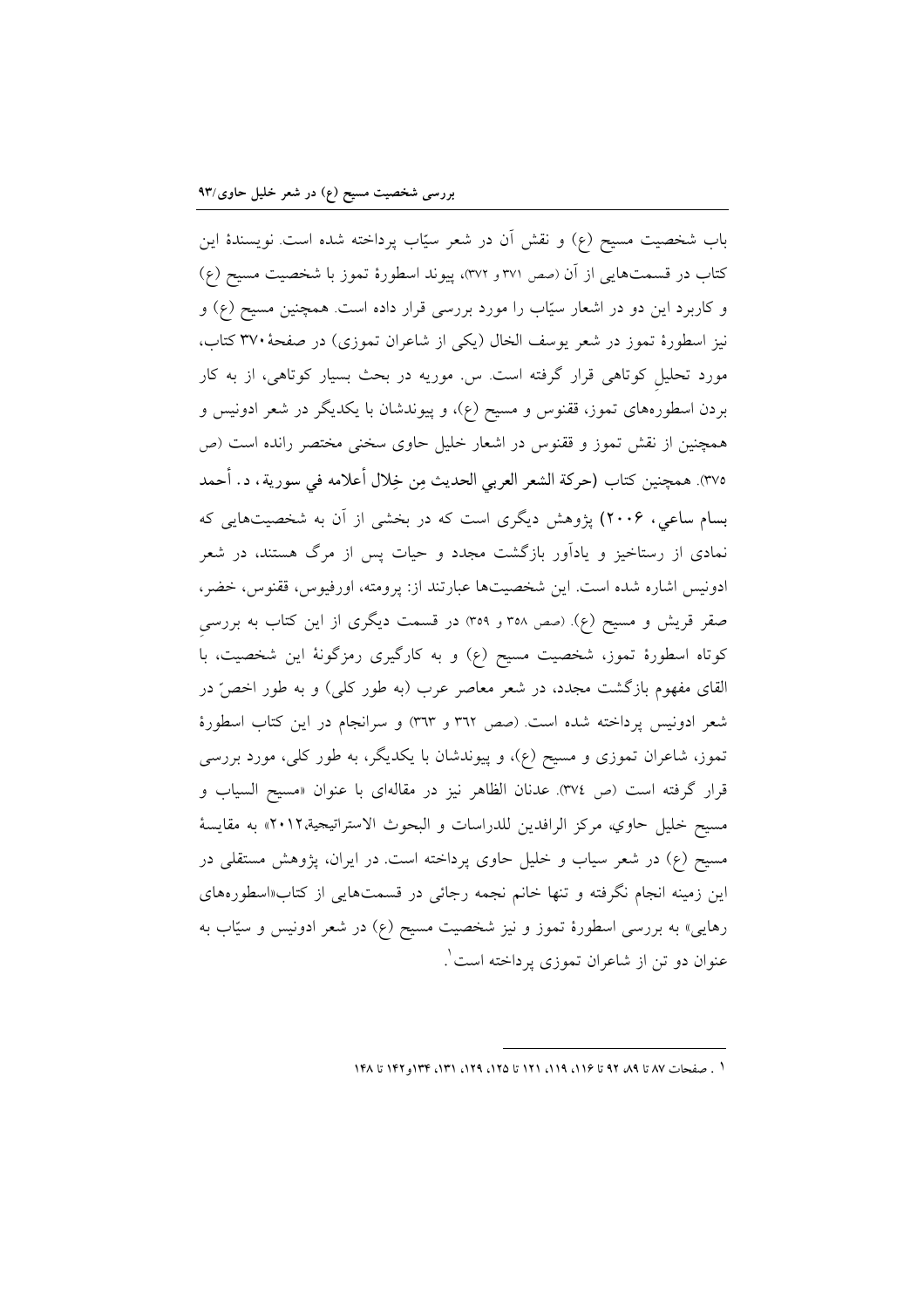باب شخصیت مسیح (ع) و نقش آن در شعر سیّاب پرداخته شده است. نویسندهٔ این کتاب در قسمت‌هایی از آن (صص ۳۷۱ و ۳۷۲)، پیوند اسطورهٔ تموز با شخصیت مسیح (ع) و کاربرد این دو در اشعار سیّاب را مورد بررسی قرار داده است. همچنین مسیح (ع) و نیز اسطورهٔ تموز در شعر یوسف الخال (یکی از شاعران تموزی) در صفحهٔ ۳۷۰ کتاب، مورد تحلیلِ کوتاهی قرار گرفته است. س. موریه در بحث بسیار کوتاهی، از به کار بردن اسطوره‌های تموز، ققنوس و مسیح (ع)، و پیوندشان با یکدیگر در شعر ادونیس و همچنین از نقش تموز و ققنوس در اشعار خلیل حاوی سخنی مختصر رانده است (ص ۳۷۵). همچنین کتاب (حركة الشعر العربي الحديث مِن خِلال أعلامه في سورية، د. أحمد بسام ساعي، ۲۰۰۶) پژوهش دیگری است که در بخشی از آن به شخصیت‌هایی که نمادی از رستاخیز و یادآور بازگشت مجدد و حیات پس از مرگ هستند، در شعر ادونیس اشاره شده است. این شخصیت‌ها عبارتند از: پرومته، اورفیوس، ققنوس، خضر، صقر قریش و مسیح (ع). (صص ۳۵۸ و ۳۵۹) در قسمت دیگری از این کتاب به بررسیِ کوتاه اسطورهٔ تموز، شخصیت مسیح (ع) و به کارگیری رمزگونهٔ این شخصیت، با القای مفهوم بازگشت مجدد، در شعر معاصر عرب (به طور کلی) و به طور اخصّ در شعر ادونیس پرداخته شده است. (صص ۳٦۲ و ۳٦۳) و سرانجام در این کتاب اسطورهٔ تموز، شاعران تموزی و مسیح (ع)، و پیوندشان با یکدیگر، به طور کلی، مورد بررسی قرار گرفته است (ص ۳٧٤). عدنان الظاهر نیز در مقاله‌ای با عنوان «مسیح السیاب و مسیح خلیل حاوي، مرکز الرافدین للدراسات و البحوث الاستراتیجیة،۲۰۱۲» به مقایسهٔ مسیح (ع) در شعر سیاب و خلیل حاوی پرداخته است. در ایران، پژوهش مستقلی در این زمینه انجام نگرفته و تنها خانم نجمه رجائی در قسمت‌هایی از کتاب«اسطوره‌های رهایی» به بررسی اسطورهٔ تموز و نیز شخصیت مسیح (ع) در شعر ادونیس و سیّاب به عنوان دو تن از شاعران تموزی پرداخته است[1].

---

[1] . صفحات ۸۷ تا ۸۹، ۹۲ تا ۱۱۶، ۱۱۹، ۱۲۱ تا ۱۲۵، ۱۲۹، ۱۳۱، ۱۳۴و۱۴۲ تا ۱۴۸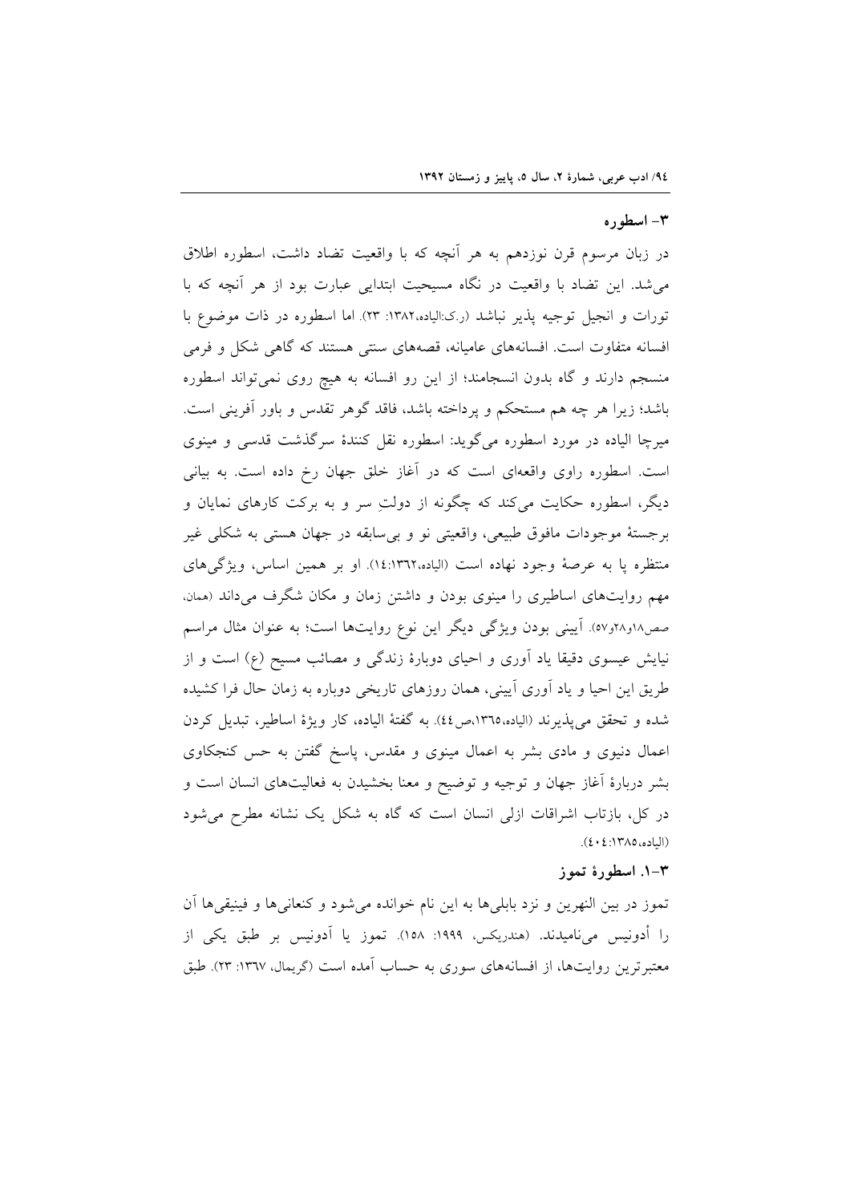## ۳- اسطوره

در زبان مرسوم قرن نوزدهم به هر آنچه که با واقعیت تضاد داشت، اسطوره اطلاق می‌شد. این تضاد با واقعیت در نگاه مسیحیت ابتدایی عبارت بود از هر آنچه که با تورات و انجیل توجیه پذیر نباشد (ر.ک:الیاده،۱۳۸۲: ۲۳). اما اسطوره در ذات موضوع با افسانه متفاوت است. افسانه‌های عامیانه، قصه‌های سنتی هستند که گاهی شکل و فرمی منسجم دارند و گاه بدون انسجامند؛ از این رو افسانه به هیچ روی نمی‌تواند اسطوره باشد؛ زیرا هر چه هم مستحکم و پرداخته باشد، فاقد گوهر تقدس و باور آفرینی است. میرچا الیاده در مورد اسطوره می‌گوید: اسطوره نقل کنندهٔ سرگذشت قدسی و مینوی است. اسطوره راوی واقعه‌ای است که در آغاز خلق جهان رخ داده است. به بیانی دیگر، اسطوره حکایت می‌کند که چگونه از دولتِ سر و به برکت کارهای نمایان و برجستهٔ موجودات مافوق طبیعی، واقعیتی نو و بی‌سابقه در جهان هستی به شکلی غیر منتظره پا به عرصهٔ وجود نهاده است (الیاده،۱۳۶۲:۱٤). او بر همین اساس، ویژگی‌های مهم روایت‌های اساطیری را مینوی بودن و داشتن زمان و مکان شگرف می‌داند (همان، صص۱۸و۲۸و۵۷). آیینی بودن ویژگی دیگر این نوع روایت‌ها است؛ به عنوان مثال مراسم نیایش عیسوی دقیقا یاد آوری و احیای دوبارهٔ زندگی و مصائب مسیح (ع) است و از طریق این احیا و یاد آوری آیینی، همان روزهای تاریخی دوباره به زمان حال فرا کشیده شده و تحقق می‌پذیرند (الیاده،۱۳٦۵،ص٤٤). به گفتهٔ الیاده، کار ویژهٔ اساطیر، تبدیل کردن اعمال دنیوی و مادی بشر به اعمال مینوی و مقدس، پاسخ گفتن به حس کنجکاوی بشر دربارهٔ آغاز جهان و توجیه و توضیح و معنا بخشیدن به فعالیت‌های انسان است و در کل، بازتاب اشراقات ازلی انسان است که گاه به شکل یک نشانه مطرح می‌شود (الیاده،۱۳۸۵:٤۰٤).

### ۳-۱. اسطورهٔ تموز

تموز در بین النهرین و نزد بابلی‌ها به این نام خوانده می‌شود و کنعانی‌ها و فینیقی‌ها آن را أدونیس می‌نامیدند. (هندریکس، ۱۹۹۹: ۱۵۸). تموز یا آدونیس بر طبق یکی از معتبرترین روایت‌ها، از افسانه‌های سوری به حساب آمده است (گریمال، ۱۳٦۷: ۲۳). طبق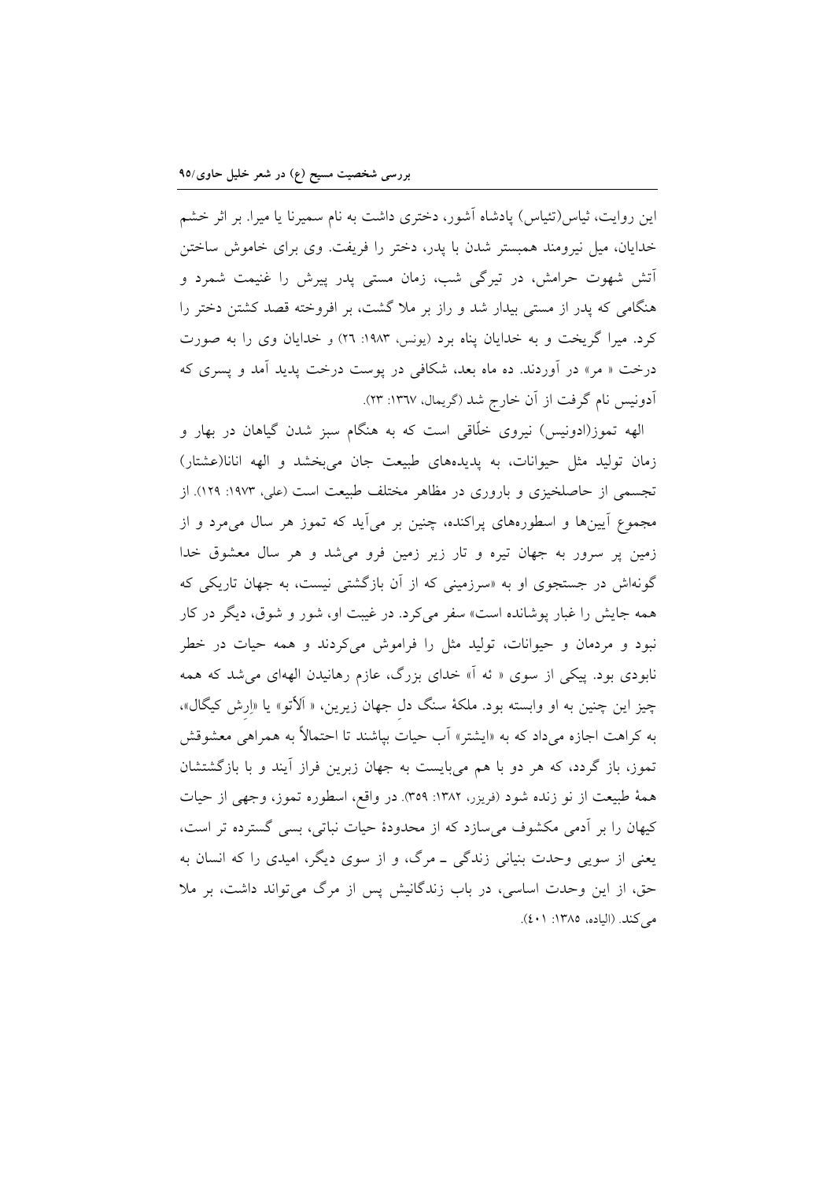این روایت، ثیاس(تئیاس) پادشاه آشور، دختری داشت به نام سمیرنا یا میرا. بر اثر خشم خدایان، میل نیرومند همبستر شدن با پدر، دختر را فریفت. وی برای خاموش ساختن آتش شهوت حرامش، در تیرگی شب، زمان مستی پدر پیرش را غنیمت شمرد و هنگامی که پدر از مستی بیدار شد و راز بر ملا گشت، بر افروخته قصد کشتن دختر را کرد. میرا گریخت و به خدایان پناه برد (یونس، ۱۹۸۳: ۲٦) و خدایان وی را به صورت درخت « مر» در آوردند. ده ماه بعد، شکافی در پوست درخت پدید آمد و پسری که آدونیس نام گرفت از آن خارج شد (گریمال، ۱۳٦۷: ۲۳).

الهه تموز(ادونیس) نیروی خلّاقی است که به هنگام سبز شدن گیاهان در بهار و زمان تولید مثل حیوانات، به پدیده‌های طبیعت جان می‌بخشد و الهه انانا(عشتار) تجسمی از حاصلخیزی و باروری در مظاهر مختلف طبیعت است (علی، ۱۹۷۳: ۱۲۹). از مجموع آیین‌ها و اسطوره‌های پراکنده، چنین بر می‌آید که تموز هر سال می‌مرد و از زمین پر سرور به جهان تیره و تار زیر زمین فرو می‌شد و هر سال معشوق خدا گونه‌اش در جستجوی او به «سرزمینی که از آن بازگشتی نیست، به جهان تاریکی که همه جایش را غبار پوشانده است» سفر می‌کرد. در غیبت او، شور و شوق، دیگر در کار نبود و مردمان و حیوانات، تولید مثل را فراموش می‌کردند و همه حیات در خطر نابودی بود. پیکی از سوی « ئه آ» خدای بزرگ، عازم رهانیدن الهه‌ای می‌شد که همه چیز این چنین به او وابسته بود. ملکهٔ سنگ دل جهان زیرین، « اَلاَتو» یا «اِرش کیگال»، به کراهت اجازه می‌داد که به «ایشتر» آب حیات بپاشند تا احتمالاً به همراهی معشوقش تموز، باز گردد، که هر دو با هم می‌بایست به جهان زبرین فراز آیند و با بازگشتشان همهٔ طبیعت از نو زنده شود (فریزر، ۱۳۸۲: ۳۵۹). در واقع، اسطوره تموز، وجهی از حیات کیهان را بر آدمی مکشوف می‌سازد که از محدودهٔ حیات نباتی، بسی گسترده تر است، یعنی از سویی وحدت بنیانی زندگی ـ مرگ، و از سوی دیگر، امیدی را که انسان به حق، از این وحدت اساسی، در باب زندگانیش پس از مرگ می‌تواند داشت، بر ملا می‌کند. (الیاده، ۱۳۸۵: ٤۰۱).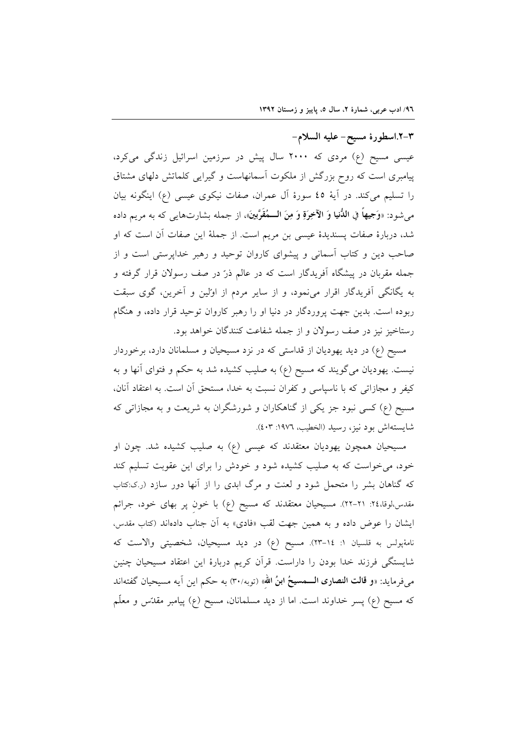### ۳-۲.اسطورهٔ مسیح- علیه السلام-

عیسی مسیح (ع) مردی که ۲۰۰۰ سال پیش در سرزمین اسرائیل زندگی می‌کرد، پیامبری است که روح بزرگش از ملکوت آسمانهاست و گیرایی کلماتش دلهای مشتاق را تسلیم می‌کند. در آیهٔ ٤٥ سورهٔ آل عمران، صفات نیکوی عیسی (ع) اینگونه بیان می‌شود: «**وَجیهاً فِي الدُّنيا وَ الآخِرَةِ وَ مِنَ الـــمُقَرَّبينَ**»، از جمله بشارت‌هایی که به مریم داده شد، دربارهٔ صفات پسندیدهٔ عیسی بن مریم است. از جملهٔ این صفات آن است که او صاحب دین و کتاب آسمانی و پیشوای کاروان توحید و رهبر خداپرستی است و از جمله مقربان در پیشگاه آفریدگار است که در عالم ذرّ در صف رسولان قرار گرفته و به یگانگی آفریدگار اقرار می‌نمود، و از سایر مردم از اوّلین و آخرین، گوی سبقت ربوده است. بدین جهت پروردگار در دنیا او را رهبر کاروان توحید قرار داده، و هنگام رستاخیز نیز در صف رسولان و از جمله شفاعت کنندگان خواهد بود.

مسیح (ع) در دید یهودیان از قداستی که در نزد مسیحیان و مسلمانان دارد، برخوردار نیست. یهودیان می‌گویند که مسیح (ع) به صلیب کشیده شد به حکم و فتوای آنها و به کیفر و مجازاتی که با ناسپاسی و کفران نسبت به خدا، مستحق آن است. به اعتقاد آنان، مسیح (ع) کسی نبود جز یکی از گناهکاران و شورشگران به شریعت و به مجازاتی که شایسته‌اش بود نیز، رسید (الخطیب، ۱۹۷٦: ٤۰۳).

مسیحیان همچون یهودیان معتقدند که عیسی (ع) به صلیب کشیده شد. چون او خود، می‌خواست که به صلیب کشیده شود و خودش را برای این عقوبت تسلیم کند که گناهان بشر را متحمل شود و لعنت و مرگ ابدی را از آنها دور سازد (ر.ک:کتاب مقدس،لوقا،۲٤: ۲۱-۲۲). مسیحیان معتقدند که مسیح (ع) با خونِ پر بهای خود، جرائم ایشان را عوض داده و به همین جهت لقب «فادی» به آن جناب داده‌اند (کتاب مقدس، نامهٔپولس به قلسیان ۱: ۱٤-۲۳). مسیح (ع) در دید مسیحیان، شخصیتی والاست که شایستگی فرزند خدا بودن را داراست. قرآن کریم دربارهٔ این اعتقاد مسیحیان چنین می‌فرماید: «**و قالت النصارى الـــمسيحُ ابنُ اللهِ**» (توبه/۳۰) به حکم این آیه مسیحیان گفته‌اند که مسیح (ع) پسر خداوند است. اما از دید مسلمانان، مسیح (ع) پیامبر مقدّس و معلّم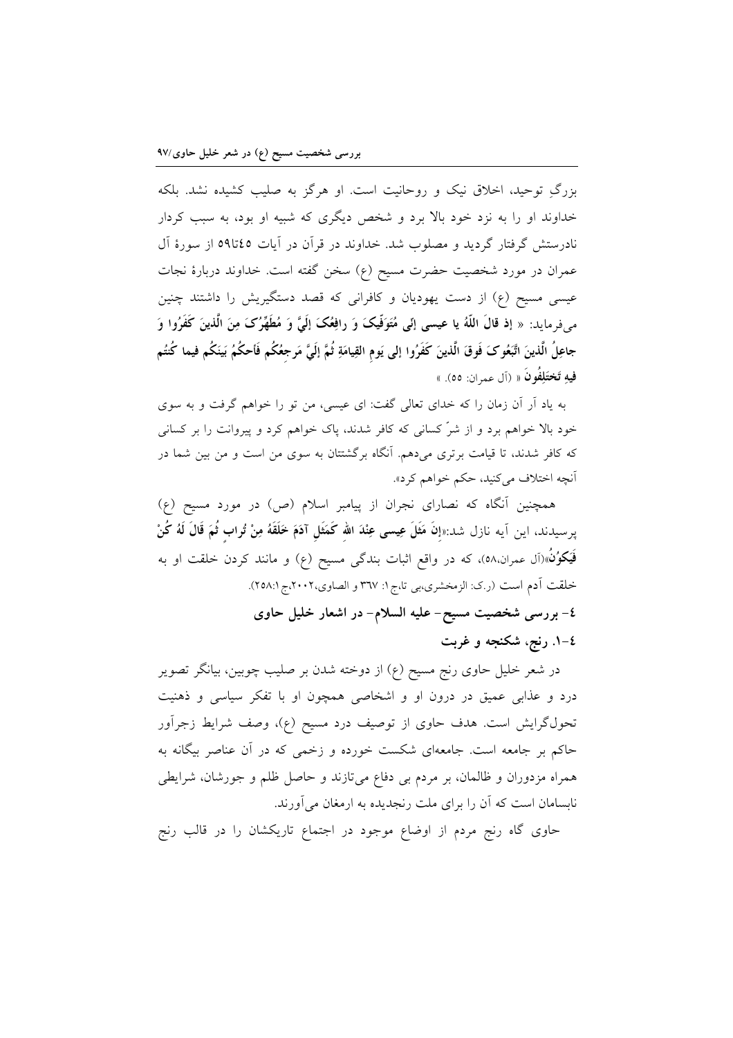بزرگِ توحید، اخلاق نیک و روحانیت است. او هرگز به صلیب کشیده نشد. بلکه خداوند او را به نزد خود بالا برد و شخص دیگری که شبیه او بود، به سبب کردار نادرستش گرفتار گردید و مصلوب شد. خداوند در قرآن در آیات ٤٥تا٥٩ از سورۀ آل عمران در مورد شخصیت حضرت مسیح (ع) سخن گفته است. خداوند دربارۀ نجات عیسی مسیح (ع) از دست یهودیان و کافرانی که قصد دستگیریش را داشتند چنین می‌فرماید: « **إذ قالَ اللّهُ یا عیسی إنّی مُتَوَفّیکَ وَ رافِعُکَ إلَیَّ وَ مُطَهِّرُکَ مِنَ الّذینَ کَفَرُوا وَ جاعِلُ الّذینَ اتَّبَعُوکَ فَوقَ الّذینَ کَفَرُوا إلی یَومِ القیامَةِ ثُمَّ إلَیَّ مَرجِعُکُم فَأحکُمُ بَینَکُم فیما کُنتُم فیهِ تَختَلِفُونَ** » (آل عمران: ٥٥). »

به یاد آر آن زمان را که خدای تعالی گفت: ای عیسی، من تو را خواهم گرفت و به سوی خود بالا خواهم برد و از شرّ کسانی که کافر شدند، پاک خواهم کرد و پیروانت را بر کسانی که کافر شدند، تا قیامت برتری می‌دهم. آنگاه برگشتتان به سوی من است و من بین شما در آنچه اختلاف می‌کنید، حکم خواهم کرد».

همچنین آنگاه که نصارای نجران از پیامبر اسلام (ص) در مورد مسیح (ع) پرسیدند، این آیه نازل شد:«**إنَّ مَثَلَ عیسی عِنْدَ اللهِ کَمَثَلِ آدَمَ خَلَقَهُ مِنْ تُرابٍ ثُمَ قَالَ لَهُ کُنْ فَیَکوُنُ**»(آل عمران،٥٨)، که در واقع اثبات بندگی مسیح (ع) و مانند کردن خلقت او به خلقت آدم است (ر.ک: الزمخشری،بی تا،ج۱: ٣٦٧ و الصاوی،٢٠٠٢،ج١:٢٥٨).

## ٤- بررسی شخصیت مسیح- علیه السلام- در اشعار خلیل حاوی

### ٤-١. رنج، شکنجه و غربت

در شعر خلیل حاوی رنج مسیح (ع) از دوخته شدن بر صلیب چوبین، بیانگر تصویر درد و عذابی عمیق در درون او و اشخاصی همچون او با تفکر سیاسی و ذهنیت تحول‌گرایش است. هدف حاوی از توصیف درد مسیح (ع)، وصف شرایط زجرآور حاکم بر جامعه است. جامعه‌ای شکست خورده و زخمی که در آن عناصر بیگانه به همراه مزدوران و ظالمان، بر مردم بی دفاع می‌تازند و حاصل ظلم و جورشان، شرایطی نابسامان است که آن را برای ملت رنجدیده به ارمغان می‌آورند.

حاوی گاه رنج مردم از اوضاع موجود در اجتماع تاریکشان را در قالب رنج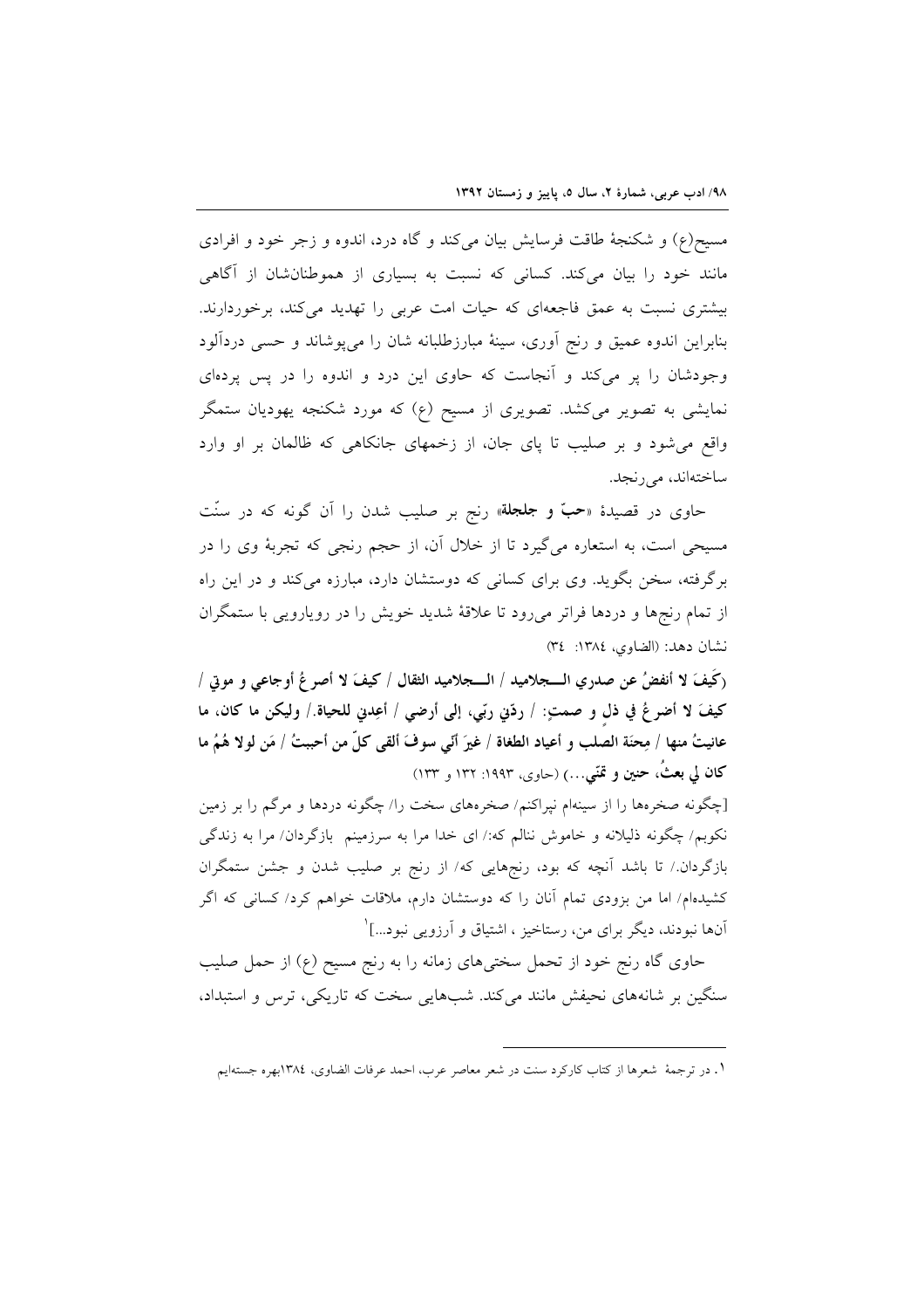مسیح(ع) و شکنجهٔ طاقت فرسایش بیان می‌کند و گاه درد، اندوه و زجر خود و افرادی مانند خود را بیان می‌کند. کسانی که نسبت به بسیاری از هموطنان‌شان از آگاهی بیشتری نسبت به عمق فاجعه‌ای که حیات امت عربی را تهدید می‌کند، برخوردارند. بنابراین اندوه عمیق و رنج آوری، سینهٔ مبارزطلبانه شان را می‌پوشاند و حسی دردآلود وجودشان را پر می‌کند و آنجاست که حاوی این درد و اندوه را در پس پرده‌ای نمایشی به تصویر می‌کشد. تصویری از مسیح (ع) که مورد شکنجه یهودیان ستمگر واقع می‌شود و بر صلیب تا پای جان، از زخمهای جانکاهی که ظالمان بر او وارد ساخته‌اند، می‌رنجد.

حاوی در قصیدهٔ «**حبّ و جلجلة**» رنج بر صلیب شدن را آن گونه که در سنّت مسیحی است، به استعاره می‌گیرد تا از خلال آن، از حجم رنجی که تجربهٔ وی را در برگرفته، سخن بگوید. وی برای کسانی که دوستشان دارد، مبارزه می‌کند و در این راه از تمام رنج‌ها و دردها فراتر می‌رود تا علاقهٔ شدید خویش را در رویارویی با ستمگران نشان دهد: (الضاوي، ١٣٨٤: ٣٤)

(**كَيفَ لا أنفضُ عن صدري الــجلاميد / الــجلاميد الثقال / كيفَ لا أصرعُ أوجاعي و موتي / كيفَ لا أضرعُ في ذلٍ و صمتٍ: / ردّني ربّي، إلى أرضي / أعِدني للحياة./ وليكن ما كان، ما عانيتُ منها / مِحنَة الصلبِ و أعياد الطغاة / غيرَ أنّي سوفَ ألقى كلَّ من أحببتُ / مَن لولا هُمُ ما كان لي بعثُ، حنين و تمنّي**...) (حاوي، ١٩٩٣: ١٣٢ و ١٣٣)

[چگونه صخره‌ها را از سینه‌ام نپراکنم/ صخره‌های سخت را/ چگونه دردها و مرگم را بر زمین نکوبم/ چگونه ذلیلانه و خاموش ننالم که:/ ای خدا مرا به سرزمینم بازگردان/ مرا به زندگی بازگردان./ تا باشد آنچه که بود، رنج‌هایی که/ از رنج بر صلیب شدن و جشن ستمگران کشیده‌ام/ اما من بزودی تمام آنان را که دوستشان دارم، ملاقات خواهم کرد/ کسانی که اگر آنها نبودند، دیگر برای من، رستاخیز ، اشتیاق و آرزویی نبود...][1]

حاوی گاه رنج خود از تحمل سختی‌های زمانه را به رنج مسیح (ع) از حمل صلیب سنگین بر شانه‌های نحیفش مانند می‌کند. شب‌هایی سخت که تاریکی، ترس و استبداد،

---

١. در ترجمهٔ شعرها از کتاب کارکرد سنت در شعر معاصر عرب، احمد عرفات الضاوی، ١٣٨٤بهره جسته‌ایم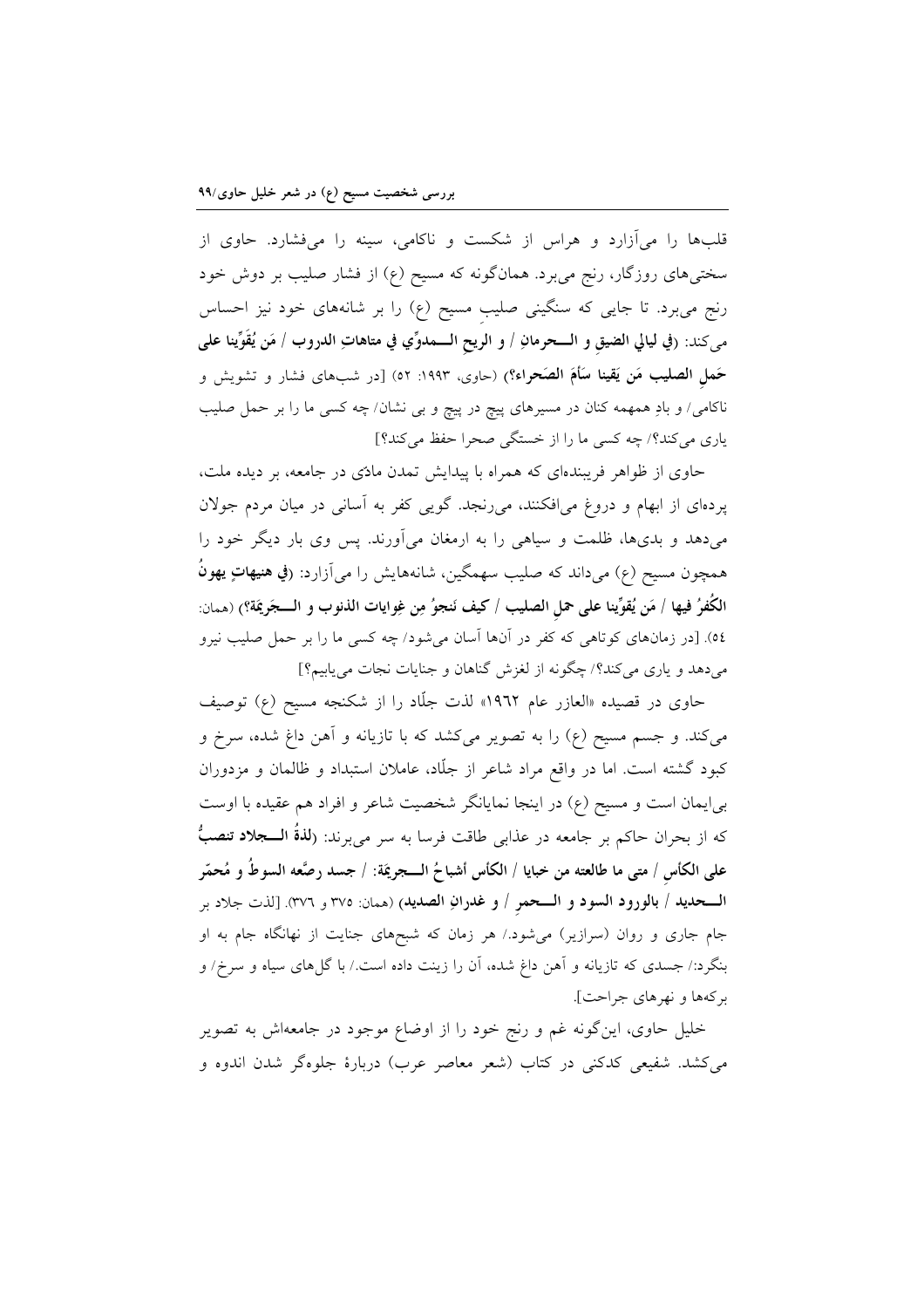قلب‌ها را می‌آزارد و هراس از شکست و ناکامی، سینه را می‌فشارد. حاوی از سختی‌های روزگار، رنج می‌برد. همان‌گونه که مسیح (ع) از فشار صلیب بر دوش خود رنج می‌برد. تا جایی که سنگینی صلیبِ مسیح (ع) را بر شانه‌های خود نیز احساس می‌کند: **(في ليالي الضيقِ و الـــحرمانِ / و الريحِ الـــمدوِّي في متاهاتِ الدروب / مَن يُقَوِّينا على حَملِ الصليب مَن يَقينا سَأمَ الصَحراء؟)** (حاوی، ۱۹۹۳: ۵۲) [در شب‌های فشار و تشویش و ناکامی/ و بادِ همهمه کنان در مسیرهای پیچ در پیچ و بی نشان/ چه کسی ما را بر حمل صلیب یاری می‌کند؟/ چه کسی ما را از خستگی صحرا حفظ می‌کند؟]

حاوی از ظواهر فریبنده‌ای که همراه با پیدایش تمدن مادّی در جامعه، بر دیده ملت، پرده‌ای از ابهام و دروغ می‌افکنند، می‌رنجد. گویی کفر به آسانی در میان مردم جولان می‌دهد و بدی‌ها، ظلمت و سیاهی را به ارمغان می‌آورند. پس وی بار دیگر خود را همچون مسیح (ع) می‌داند که صلیب سهمگین، شانه‌هایش را می‌آزارد: **(في هنيهاتٍ يهونُ الكُفرُ فيها / مَن يُقوِّينا على حملِ الصليب / كيف نَنجوُ مِن غِوايات الذنوب و الـــجَرِيمَة؟)** (همان: ٥٤). [در زمان‌های کوتاهی که کفر در آن‌ها آسان می‌شود/ چه کسی ما را بر حمل صلیب نیرو می‌دهد و یاری می‌کند؟/ چگونه از لغزش گناهان و جنایات نجات می‌یابیم؟]

حاوی در قصیده «العازر عام ١٩٦٢» لذت جلّاد را از شکنجه مسیح (ع) توصیف می‌کند. و جسم مسیح (ع) را به تصویر می‌کشد که با تازیانه و آهن داغ شده، سرخ و کبود گشته است. اما در واقع مراد شاعر از جلّاد، عاملان استبداد و ظالمان و مزدوران بی‌ایمان است و مسیح (ع) در اینجا نمایانگر شخصیت شاعر و افراد هم عقیده با اوست که از بحران حاکم بر جامعه در عذابی طاقت فرسا به سر می‌برند: **(لذةُ الـــجلاد تنصبُّ على الكأسِ / متى ما طالعته من خبايا / الكأس أشباحُ الـــجريمَة: / جسد رصَّعه السوطُ و مُحمّر الـــحديد / بالورود السود و الـــحمرِ / و غدرانِ الصديد)** (همان: ٣٧٥ و ٣٧٦). [لذت جلاد بر جام جاری و روان (سرازیر) می‌شود./ هر زمان که شبح‌های جنایت از نهانگاه جام به او بنگرد:/ جسدی که تازیانه و آهن داغ شده، آن را زینت داده است./ با گل‌های سیاه و سرخ/ و برکه‌ها و نهرهای جراحت].

خلیل حاوی، این‌گونه غم و رنج خود را از اوضاع موجود در جامعه‌اش به تصویر می‌کشد. شفیعی کدکنی در کتاب (شعر معاصر عرب) دربارهٔ جلوه‌گر شدن اندوه و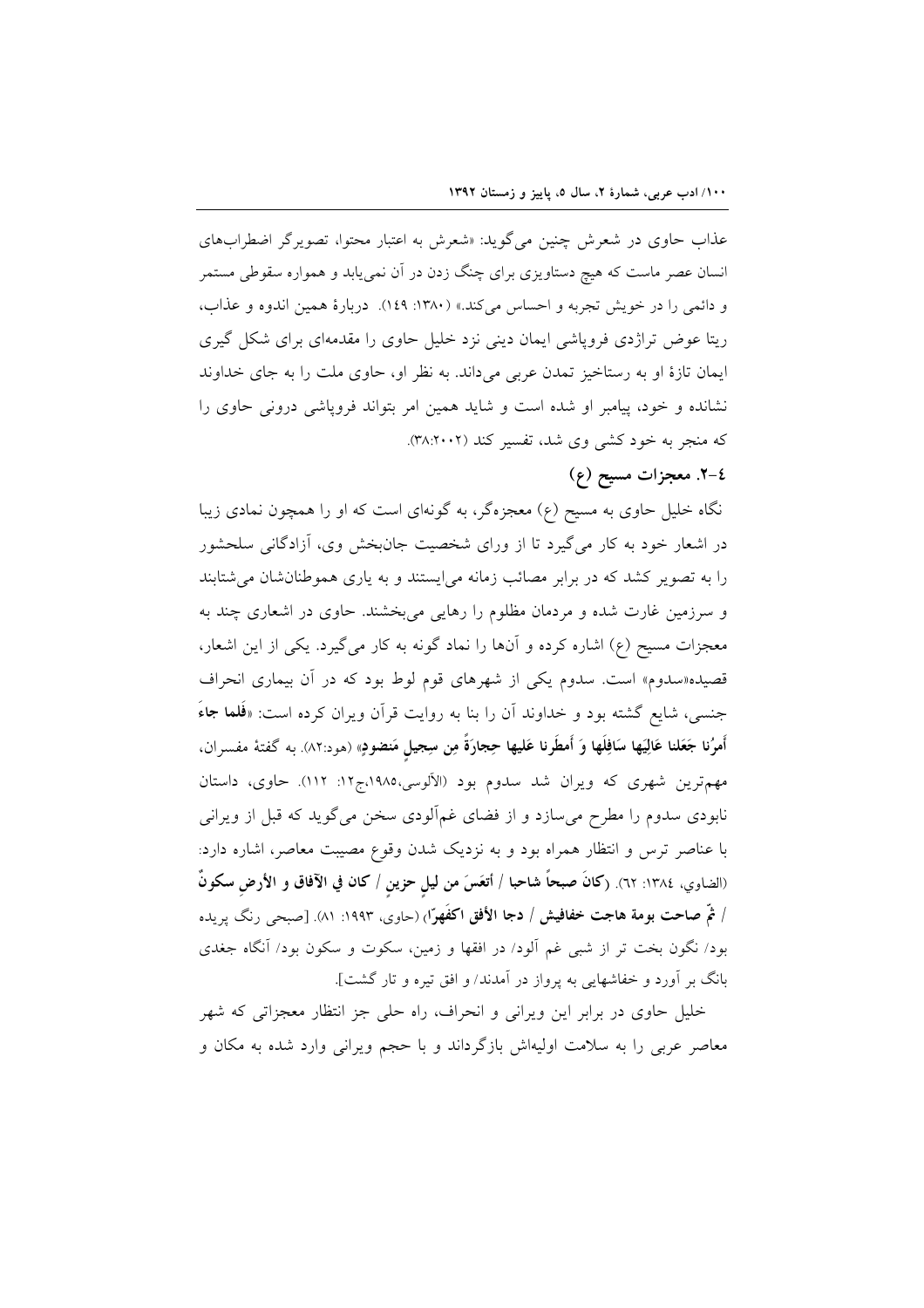عذاب حاوی در شعرش چنین می‌گوید: «شعرش به اعتبار محتوا، تصویرگر اضطراب‌های انسان عصر ماست که هیچ دستاویزی برای چنگ زدن در آن نمی‌یابد و همواره سقوطی مستمر و دائمی را در خویش تجربه و احساس می‌کند.» (۱۳۸۰: ۱٤۹). دربارۀ همین اندوه و عذاب، ریتا عوض تراژدی فروپاشی ایمان دینی نزد خلیل حاوی را مقدمه‌ای برای شکل گیری ایمان تازۀ او به رستاخیز تمدن عربی می‌داند. به نظر او، حاوی ملت را به جای خداوند نشانده و خود، پیامبر او شده است و شاید همین امر بتواند فروپاشی درونی حاوی را که منجر به خود کشی وی شد، تفسیر کند (۳۸:۲۰۰۲).

## ٤-۲. معجزات مسیح (ع)

نگاه خلیل حاوی به مسیح (ع) معجزه‌گر، به گونه‌ای است که او را همچون نمادی زیبا در اشعار خود به کار می‌گیرد تا از ورای شخصیت جان‌بخش وی، آزادگانی سلحشور را به تصویر کشد که در برابر مصائب زمانه می‌ایستند و به یاری هموطنان‌شان می‌شتابند و سرزمین غارت شده و مردمان مظلوم را رهایی می‌بخشند. حاوی در اشعاری چند به معجزات مسیح (ع) اشاره کرده و آن‌ها را نماد گونه به کار می‌گیرد. یکی از این اشعار، قصیده«سدوم» است. سدوم یکی از شهرهای قوم لوط بود که در آن بیماری انحراف جنسی، شایع گشته بود و خداوند آن را بنا به روایت قرآن ویران کرده است: «**فَلما جاءَ أَمرُنا جَعَلنا عَالِيَها سَافِلَها وَ أَمطَرنا عَليها حِجارَةً مِن سِجيلٍ مَنضودٍ**» (هود:۸۲). به گفتۀ مفسران، مهم‌ترین شهری که ویران شد سدوم بود (الآلوسی،۱۹۸۵،ج۱۲: ۱۱۲). حاوی، داستان نابودی سدوم را مطرح می‌سازد و از فضای غم‌آلودی سخن می‌گوید که قبل از ویرانی با عناصر ترس و انتظار همراه بود و به نزدیک شدن وقوع مصیبت معاصر، اشاره دارد: (الضاوي، ۱۳۸٤: ٦۲). (**كانَ صبحاً شاحبا / أتعَسَ من ليلٍ حزينٍ / كان في الآفاق و الأرضِ سكونٌ / ثمّ صاحت بومة هاجت خفافيش / دجا الأفق اكفَهرّا**) (حاوی، ۱۹۹۳: ۸۱). [صبحی رنگ پریده بود/ نگون بخت تر از شبی غم آلود/ در افقها و زمین، سکوت و سکون بود/ آنگاه جغدی بانگ بر آورد و خفاشهایی به پرواز در آمدند/ و افق تیره و تار گشت].

خلیل حاوی در برابر این ویرانی و انحراف، راه حلی جز انتظار معجزاتی که شهر معاصر عربی را به سلامت اولیه‌اش بازگرداند و با حجم ویرانی وارد شده به مکان و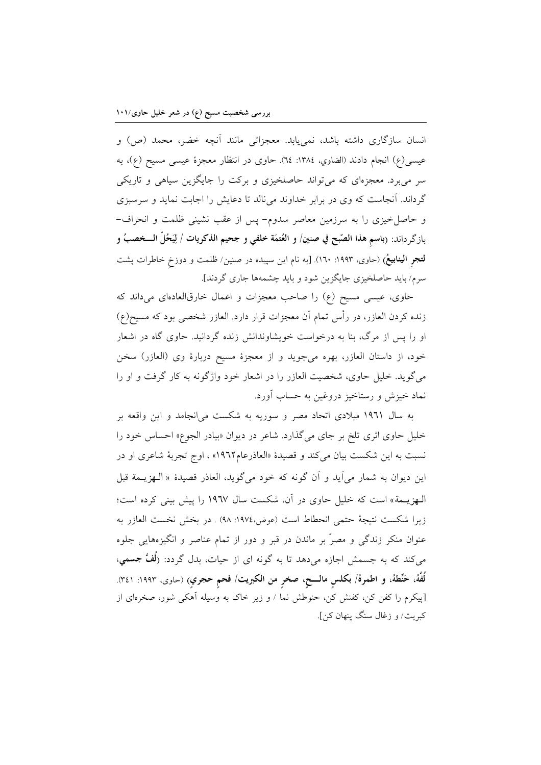انسان سازگاری داشته باشد، نمی‌یابد. معجزاتی مانند آنچه خضر، محمد (ص) و عیسی(ع) انجام دادند (الضاوي، ١٣٨٤: ٦٤). حاوی در انتظار معجزهٔ عیسی مسیح (ع)، به سر می‌برد. معجزه‌ای که می‌تواند حاصلخیزی و برکت را جایگزین سیاهی و تاریکی گرداند. آنجاست که وی در برابر خداوند می‌نالد تا دعایش را اجابت نماید و سرسبزی و حاصلخیزی را به سرزمین معاصر سدوم- پس از عقب نشینی ظلمت و انحراف- بازگرداند: (**باسمِ هذا الصّبح في صنين/ و العُتمَة خلفي و جحيم الذكريات / لِيَحُلّ الـــخصبُ و لتجرِ الينابيعُ**) (حاوی، ١٩٩٣: ١٦٠). [به نام این سپیده در صنین/ ظلمت و دوزخِ خاطرات پشت سرم/ باید حاصلخیزی جایگزین شود و باید چشمه‌ها جاری گردند].

حاوی، عیسی مسیح (ع) را صاحب معجزات و اعمال خارق‌العاده‌ای می‌داند که زنده کردن العازر، در رأس تمام آن معجزات قرار دارد. العازر شخصی بود که مسیح(ع) او را پس از مرگ، بنا به درخواست خویشاوندانش زنده گردانید. حاوی گاه در اشعار خود، از داستان العازر، بهره می‌جوید و از معجزهٔ مسیح دربارهٔ وی (العازر) سخن می‌گوید. خلیل حاوی، شخصیت العازر را در اشعار خود واژگونه به کار گرفت و او را نماد خیزش و رستاخیز دروغین به حساب آورد.

به سال ١٩٦١ میلادی اتحاد مصر و سوریه به شکست می‌انجامد و این واقعه بر خلیل حاوی اثری تلخ بر جای می‌گذارد. شاعر در دیوان «بیادر الجوع» احساس خود را نسبت به این شکست بیان می‌کند و قصیدهٔ «العاذرعام١٩٦٢» ، اوج تجربهٔ شاعری او در این دیوان به شمار می‌آید و آن گونه که خود می‌گوید، العاذر قصیدهٔ « الـهزیـمة قبل الـهزیـمة» است که خلیل حاوی در آن، شکست سال ١٩٦٧ را پیش بینی کرده است؛ زیرا شکست نتیجهٔ حتمی انحطاط است (عوض،١٩٧٤: ٩٨) . در بخش نخست العازر به عنوان منکر زندگی و مصرّ بر ماندن در قبر و دور از تمام عناصر و انگیزه‌هایی جلوه می‌کند که به جسمش اجازه می‌دهد تا به گونه ای از حیات، بدل گردد: (**لُفَّ جسمي، لُفَّهُ، حَنِّطهُ، و اطمرهُ/ بكلسٍ مالـــحٍ، صخرٍ من الكبريت/ فحمٍ حجريٍ**) (حاوی، ١٩٩٣: ٣٤١). [پیکرم را کفن کن، کفنش کن، حنوطش نما / و زیر خاک به وسیله آهکی شور، صخره‌ای از کبریت/ و زغال سنگ پنهان کن].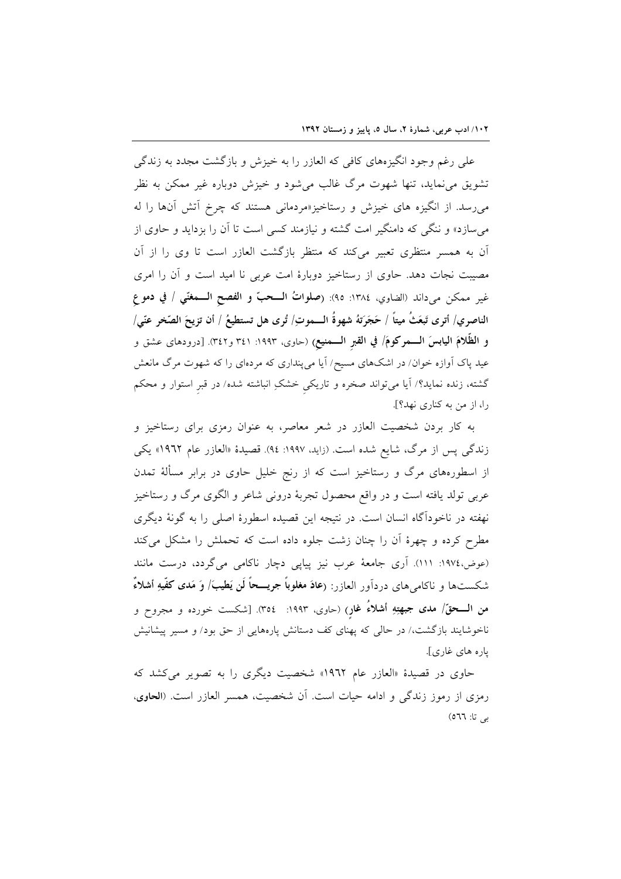علی رغم وجود انگیزه‌های کافی که العازر را به خیزش و بازگشت مجدد به زندگی تشویق می‌نماید، تنها شهوت مرگ غالب می‌شود و خیزش دوباره غیر ممکن به نظر می‌رسد. از انگیزه های خیزش و رستاخیز«مردمانی هستند که چرخ آتش آنها را له می‌سازد» و ننگی که دامنگیر امت گشته و نیازمند کسی است تا آن را بزداید و حاوی از آن به همسر منتظری تعبیر می‌کند که منتظر بازگشت العازر است تا وی را از آن مصیبت نجات دهد. حاوی از رستاخیز دوبارهٔ امت عربی نا امید است و آن را امری غیر ممکن می‌داند (الضاوي، ١٣٨٤: ٩٥): (**صلواتُ الـــحبّ و الفصحِ الـــمغنّي / في دموعِ الناصري/ أترى تَبعَثُ میتاً / حَجَرَتهُ شهوةُ الـــموتِ/ تُرى هل تستطیعُ / أن تزیحَ الصّخر عنّي/ و الظّلامَ الیابسَ الـــمرکومَ/ في القبرِ الـــمنیع**) (حاوی، ١٩٩٣: ٣٤١ و٣٤٢). [درودهای عشق و عید پاک آوازه خوان/ در اشک‌های مسیح/ آیا می‌پنداری که مرده‌ای را که شهوت مرگ مانعش گشته، زنده نماید؟/ آیا می‌تواند صخره و تاریکیِ خشکِ انباشته شده/ در قبرِ استوار و محکم را، از من به کناری نهد؟].

به کار بردن شخصیت العازر در شعر معاصر، به عنوان رمزی برای رستاخیز و زندگی پس از مرگ، شایع شده است. (زاید، ١٩٩٧: ٩٤). قصیدهٔ «العازر عام ١٩٦٢» یکی از اسطوره‌های مرگ و رستاخیز است که از رنج خلیل حاوی در برابر مسألهٔ تمدن عربی تولد یافته است و در واقع محصول تجربهٔ درونی شاعر و الگوی مرگ و رستاخیز نهفته در ناخودآگاه انسان است. در نتیجه این قصیده اسطورهٔ اصلی را به گونهٔ دیگری مطرح کرده و چهرهٔ آن را چنان زشت جلوه داده است که تحملش را مشکل می‌کند (عوض،١٩٧٤: ١١١). آری جامعهٔ عرب نیز پیاپی دچار ناکامی می‌گردد، درست مانند شکست‌ها و ناکامی‌های دردآور العازر: (**عادَ مغلوباً جریـــحاً لَن یَطیبَ/ وَ مَدی کفّیهِ أشلاءٌ من الـــحقّ/ مدی جبهتِهِ أشلاءُ غارِ**) (حاوی، ١٩٩٣: ٣٥٤). [شکست خورده و مجروح و ناخوشایند بازگشت،/ در حالی که پهنای کف دستانش پاره‌هایی از حق بود/ و مسیر پیشانیش پاره های غاری].

حاوی در قصیدهٔ «العازر عام ١٩٦٢» شخصیت دیگری را به تصویر می‌کشد که رمزی از رموز زندگی و ادامه حیات است. آن شخصیت، همسر العازر است. (**الحاوی**، بی تا: ٥٦٦)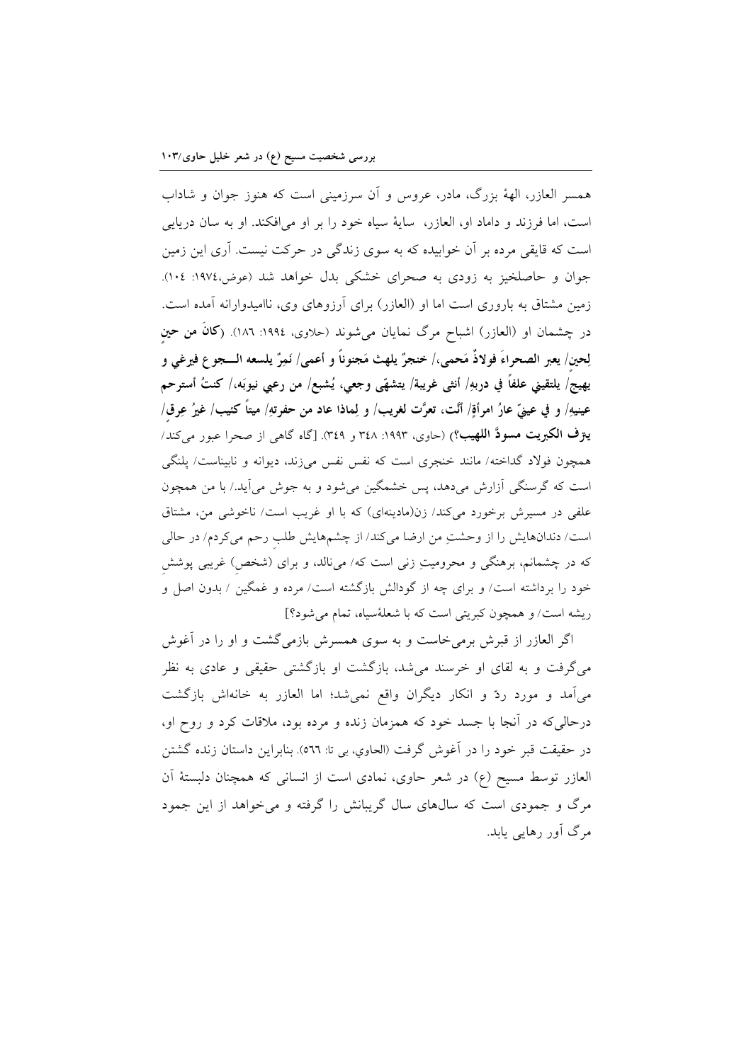همسر العازر، الههٔ بزرگ، مادر، عروس و آن سرزمینی است که هنوز جوان و شاداب است، اما فرزند و داماد او، العازر، سایهٔ سیاه خود را بر او می‌افکند. او به سان دریایی است که قایقی مرده بر آن خوابیده که به سوی زندگی در حرکت نیست. آری این زمین جوان و حاصلخیز به زودی به صحرای خشکی بدل خواهد شد (عوض،۱۹۷٤: ۱۰٤). زمین مشتاق به باروری است اما او (العازر) برای آرزوهای وی، ناامیدوارانه آمده است. در چشمان او (العازر) اشباح مرگ نمایان می‌شوند (حلاوی، ۱۹۹٤: ۱۸٦). **(كانَ من حينٍ لِحينٍ/ يعبر الصحراءَ فولاذٌ مَحمي،/ خنجرٌ يلهث مَجنوناً و أعمى/ نَمِرٌ يلسعه الـــجوع فيرغي و يهيجُ/ يلتقيني علفاً في دربهِ/ أنثى غريبة/ يتشهّى وجعي، يُشبع/ من رعبي نيوبَه،/ كنتُ أسترحم عينيهِ/ و في عينيّ عارُ امرأةٍ/ أنَّت، تعرَّت لغريب/ و لِماذا عاد من حفرتِهِ/ ميتاً كئيب/ غيرُ عِرقٍ/ يترَف الكبريت مسودَّ اللهيب؟)** (حاوی، ۱۹۹۳: ۳٤۸ و ۳٤۹). [گاه گاهی از صحرا عبور می‌کند/ همچون فولاد گداخته/ مانند خنجری است که نفس نفس می‌زند، دیوانه و نابیناست/ پلنگی است که گرسنگی آزارش می‌دهد، پس خشمگین می‌شود و به جوش می‌آید./ با من همچون علفی در مسیرش برخورد می‌کند/ زن(مادینه‌ای) که با او غریب است/ ناخوشی من، مشتاق است/ دندان‌هایش را از وحشتِ من ارضا می‌کند/ از چشم‌هایش طلب رحم می‌کردم/ در حالی که در چشمانم، برهنگی و محرومیتِ زنی است که/ می‌نالد، و برای (شخص) غریبی پوشش خود را برداشته است/ و برای چه از گودالش بازگشته است/ مرده و غمگین / بدون اصل و ریشه است/ و همچون کبریتی است که با شعلهٔ‌سیاه، تمام می‌شود؟]

اگر العازر از قبرش برمی‌خاست و به سوی همسرش بازمی‌گشت و او را در آغوش می‌گرفت و به لقای او خرسند می‌شد، بازگشت او بازگشتی حقیقی و عادی به نظر می‌آمد و مورد ردّ و انکار دیگران واقع نمی‌شد؛ اما العازر به خانه‌اش بازگشت درحالی‌که در آنجا با جسد خود که همزمان زنده و مرده بود، ملاقات کرد و روح او، در حقیقت قبر خود را در آغوش گرفت (الحاوي، بی تا: ٥٦٦). بنابراین داستان زنده گشتن العازر توسط مسیح (ع) در شعر حاوی، نمادی است از انسانی که همچنان دلبستهٔ آن مرگ و جمودی است که سال‌های سال گریبانش را گرفته و می‌خواهد از این جمود مرگ آور رهایی یابد.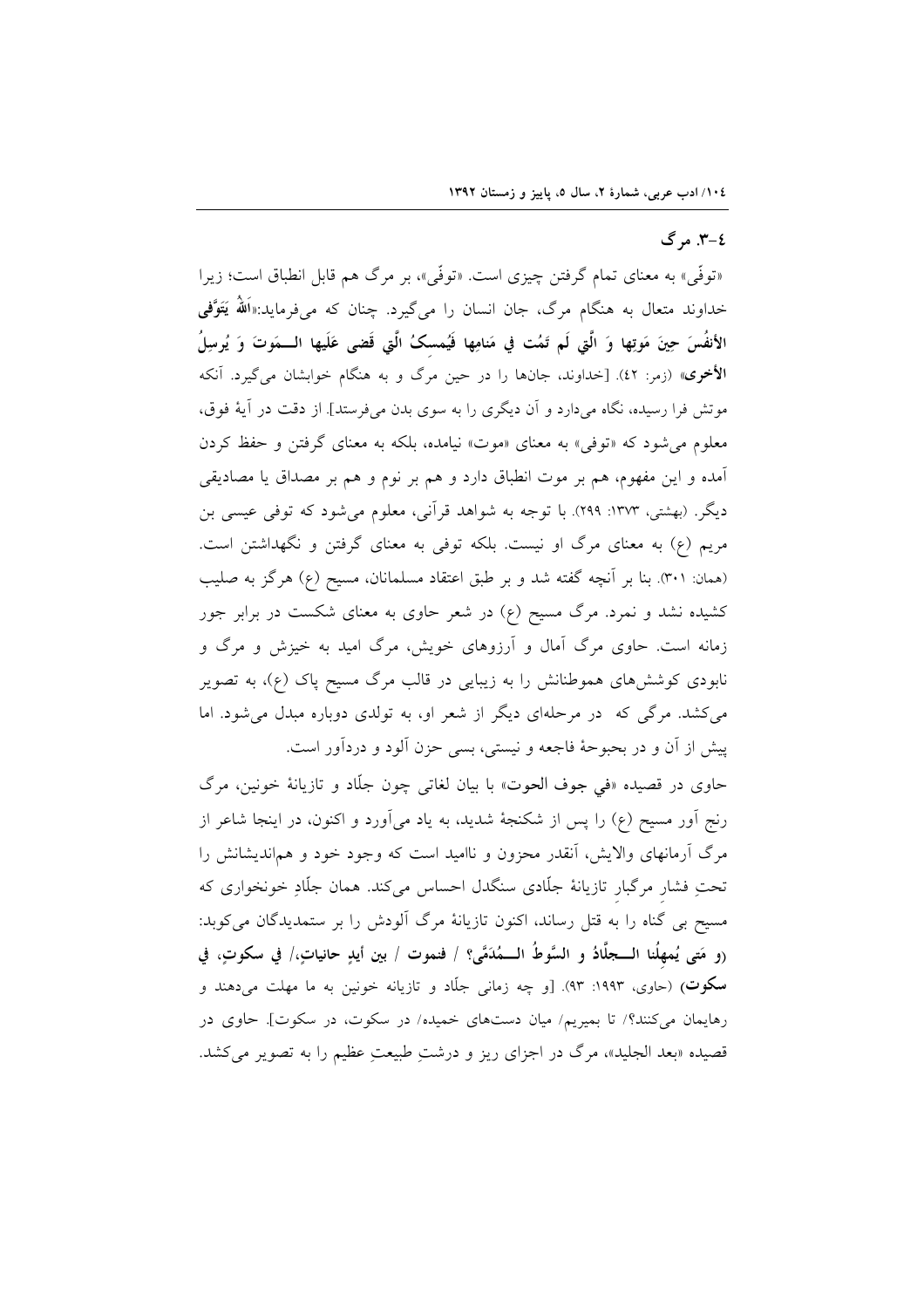## ٤-٣. مرگ

«توفّی» به معنای تمام گرفتن چیزی است. «توفّی»، بر مرگ هم قابل انطباق است؛ زیرا خداوند متعال به هنگام مرگ، جان انسان را می‌گیرد. چنان که می‌فرماید:«**اَللهُ یَتَوَفَّی الأنفُسَ حِینَ مَوتِها وَ الَّتِی لَم تَمُت فِی مَنامِها فَیُمسِکُ الَّتِی قَضی عَلَیها الـــمَوتَ وَ یُرسِلُ الأخری**» (زمر: ٤٢). [خداوند، جان‌ها را در حین مرگ و به هنگام خوابشان می‌گیرد. آنکه موتش فرا رسیده، نگاه می‌دارد و آن دیگری را به سوی بدن می‌فرستد]. از دقت در آیهٔ فوق، معلوم می‌شود که «توفی» به معنای «موت» نیامده، بلکه به معنای گرفتن و حفظ کردن آمده و این مفهوم، هم بر موت انطباق دارد و هم بر نوم و هم بر مصداق یا مصادیقی دیگر. (بهشتی، ١٣٧٣: ٢٩٩). با توجه به شواهد قرآنی، معلوم می‌شود که توفی عیسی بن مریم (ع) به معنای مرگ او نیست. بلکه توفی به معنای گرفتن و نگهداشتن است. (همان: ٣٠١). بنا بر آنچه گفته شد و بر طبق اعتقاد مسلمانان، مسیح (ع) هرگز به صلیب کشیده نشد و نمرد. مرگ مسیح (ع) در شعر حاوی به معنای شکست در برابر جور زمانه است. حاوی مرگ آمال و آرزوهای خویش، مرگ امید به خیزش و مرگ و نابودی کوشش‌های هموطنانش را به زیبایی در قالب مرگ مسیح پاک (ع)، به تصویر می‌کشد. مرگی که در مرحله‌ای دیگر از شعر او، به تولدی دوباره مبدل می‌شود. اما پیش از آن و در بحبوحهٔ فاجعه و نیستی، بسی حزن آلود و دردآور است.

حاوی در قصیده «**في جوف الحوت**» با بیان لغاتی چون جلّاد و تازیانهٔ خونین، مرگ رنج آور مسیح (ع) را پس از شکنجهٔ شدید، به یاد می‌آورد و اکنون، در اینجا شاعر از مرگ آرمانهای والایش، آنقدر محزون و ناامید است که وجود خود و هم‌اندیشانش را تحتِ فشارِ مرگبارِ تازیانهٔ جلّادی سنگدل احساس می‌کند. همان جلّادِ خونخواری که مسیح بی گناه را به قتل رساند، اکنون تازیانهٔ مرگ آلودش را بر ستمدیدگان می‌کوبد: (**و مَتی یُمهِلُنا الـــجلّادُ و السَّوطُ الـــمُدَمَّی؟ / فنموت / بین أیدٍ حانیاتٍ،/ في سکوتٍ، في سکوت**) (حاوی، ١٩٩٣: ٩٣). [و چه زمانی جلّاد و تازیانه خونین به ما مهلت می‌دهند و رهایمان می‌کنند؟/ تا بمیریم/ میان دست‌های خمیده/ در سکوت، در سکوت]. حاوی در قصیده «بعد الجلید»، مرگ در اجزای ریز و درشتِ طبیعتِ عظیم را به تصویر می‌کشد.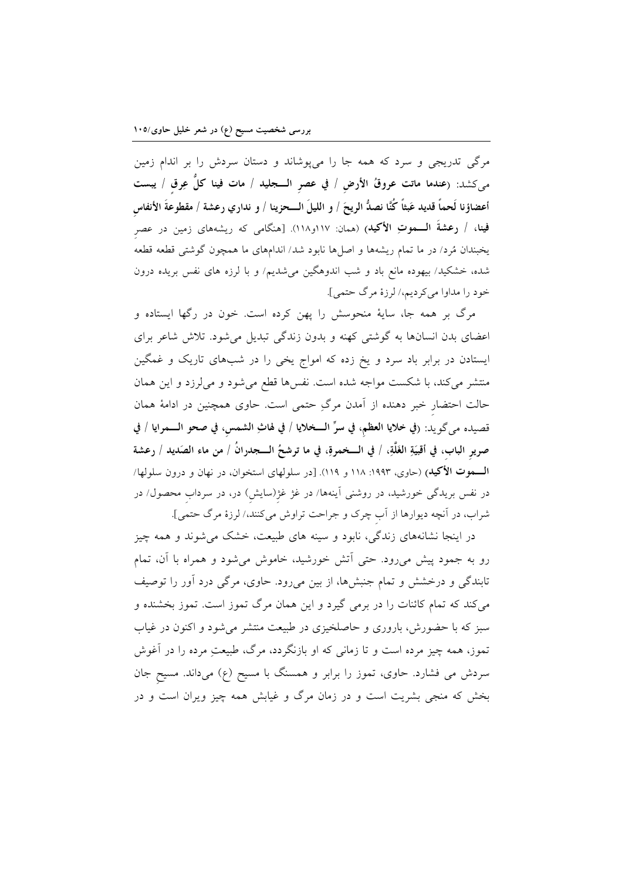مرگی تدریجی و سرد که همه جا را می‌پوشاند و دستان سردش را بر اندام زمین می‌کشد: (**عندما ماتت عروقُ الأرضِ / في عصرِ الــجليد / مات فينا كلُّ عِرقٍ / يبست أعضاؤنا لَحماً قديد عَبثاً كُنّا نصدُّ الريحَ / و الليلَ الــحزينا / و نداري رعشة / مقطوعةَ الأنفاسِ فينا، / رعشةَ الــموتِ الأكيد**) (همان: ۱۱۷و۱۱۸). [هنگامی که ریشه‌های زمین در عصرِ یخبندان مُرد/ در ما تمام ریشه‌ها و اصل‌ها نابود شد/ اندام‌های ما همچون گوشتی قطعه قطعه شده، خشکید/ بیهوده مانع باد و شب اندوهگین می‌شدیم/ و با لرزه های نفس بریده درون خود را مداوا می‌کردیم،/ لرزهٔ مرگ حتمی].

مرگ بر همه جا، سایهٔ منحوسش را پهن کرده است. خون در رگها ایستاده و اعضای بدن انسان‌ها به گوشتی کهنه و بدون زندگی تبدیل می‌شود. تلاش شاعر برای ایستادن در برابر باد سرد و یخ زده که امواج یخی را در شب‌های تاریک و غمگین منتشر می‌کند، با شکست مواجه شده است. نفس‌ها قطع می‌شود و می‌لرزد و این همان حالت احتضارِ خبر دهنده از آمدن مرگِ حتمی است. حاوی همچنین در ادامهٔ همان قصیده می‌گوید: (**في خلايا العظمِ، في سرِّ الــخلايا / في لهاثِ الشمسِ، في صحوِ الــمرايا / في صريرِ البابِ، في أقبيَةِ الغَلَّةِ، / في الــخمرةِ، في ما ترشحُ الــجدرانُ / من ماء الصَديد / رعشة الــموت الأكيد**) (حاوی، ۱۹۹۳: ۱۱۸ و ۱۱۹). [در سلولهای استخوان، در نهان و درون سلولها/ در نفس بریدگی خورشید، در روشنی آینه‌ها/ در غژ غژ(سایشِ) در، در سردابِ محصول/ در شراب، در آنچه دیوارها از آبِ چرک و جراحت تراوش می‌کنند،/ لرزهٔ مرگ حتمی].

در اینجا نشانه‌های زندگی، نابود و سینه های طبیعت، خشک می‌شوند و همه چیز رو به جمود پیش می‌رود. حتی آتش خورشید، خاموش می‌شود و همراه با آن، تمام تابندگی و درخشش و تمام جنبش‌ها، از بین می‌رود. حاوی، مرگی درد آور را توصیف می‌کند که تمام کائنات را در برمی گیرد و این همان مرگ تموز است. تموز بخشنده و سبز که با حضورش، باروری و حاصلخیزی در طبیعت منتشر می‌شود و اکنون در غیاب تموز، همه چیز مرده است و تا زمانی که او بازنگردد، مرگ، طبیعتِ مرده را در آغوش سردش می فشارد. حاوی، تموز را برابر و همسنگ با مسیح (ع) می‌داند. مسیحِ جان بخش که منجی بشریت است و در زمان مرگ و غیابش همه چیز ویران است و در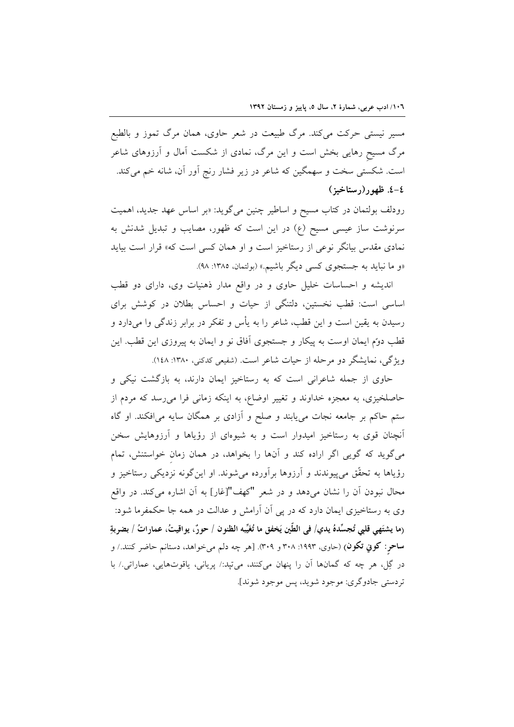مسیر نیستی حرکت می‌کند. مرگ طبیعت در شعر حاوی، همان مرگ تموز و بالطبع مرگ مسیحِ رهایی بخش است و این مرگ، نمادی از شکست آمال و آرزوهای شاعر است. شکستی سخت و سهمگین که شاعر در زیر فشار رنج آور آن، شانه خم می‌کند.

### ٤-٤. ظهور(رستاخیز)

رودلف بولتمان در کتاب مسیح و اساطیر چنین می‌گوید: «بر اساس عهد جدید، اهمیت سرنوشت ساز عیسی مسیح (ع) در این است که ظهور، مصایب و تبدیل شدنش به نمادی مقدس بیانگر نوعی از رستاخیز است و او همان کسی است که» قرار است بیاید «و ما نباید به جستجوی کسی دیگر باشیم.» (بولتمان، ١٣٨٥: ٩٨).

اندیشه و احساسات خلیل حاوی و در واقع مدار ذهنیات وی، دارای دو قطب اساسی است: قطب نخستین، دلتنگی از حیات و احساس بطلان در کوشش برای رسیدن به یقین است و این قطب، شاعر را به یأس و تفکر در برابر زندگی وا می‌دارد و قطب دوّم ایمان اوست به پیکار و جستجوی آفاق نو و ایمان به پیروزی این قطب. این ویژگی، نمایشگر دو مرحله از حیات شاعر است. (شفیعی کدکنی، ١٣٨٠: ١٤٨).

حاوی از جمله شاعرانی است که به رستاخیز ایمان دارند، به بازگشت نیکی و حاصلخیزی، به معجزه خداوند و تغییر اوضاع، به اینکه زمانی فرا می‌رسد که مردم از ستم حاکم بر جامعه نجات می‌یابند و صلح و آزادی بر همگان سایه می‌افکند. او گاه آنچنان قوی به رستاخیز امیدوار است و به شیوه‌ای از رؤیاها و آرزوهایش سخن می‌گوید که گویی اگر اراده کند و آن‌ها را بخواهد، در همان زمانِ خواستنش، تمام رؤیاها به تحقّق می‌پیوندند و آرزوها برآورده می‌شوند. او این‌گونه نزدیکی رستاخیز و محال نبودن آن را نشان می‌دهد و در شعر "کهف"[غار] به آن اشاره می‌کند. در واقع وی به رستاخیزی ایمان دارد که در پی آن آرامش و عدالت در همه جا حکمفرما شود: (**ما يشتَهِي قلبِي تُجسِّدهُ يدي/ في الطِّينِ يَخفق ما تُغيِّبه الظنون / حورٌ، يواقيتُ، عماراتُ / بضربةِ ساحرٍ: كوني تكون**) (حاوی، ١٩٩٣: ٣٠٨ و ٣٠٩). [هر چه دلم می‌خواهد، دستانم حاضر کنند./ و در گِل، هر چه که گمان‌ها آن را پنهان می‌کنند، می‌تپد:/ پریانی، یاقوت‌هایی، عماراتی./ با تردستی جادوگری: موجود شوید، پس موجود شوند].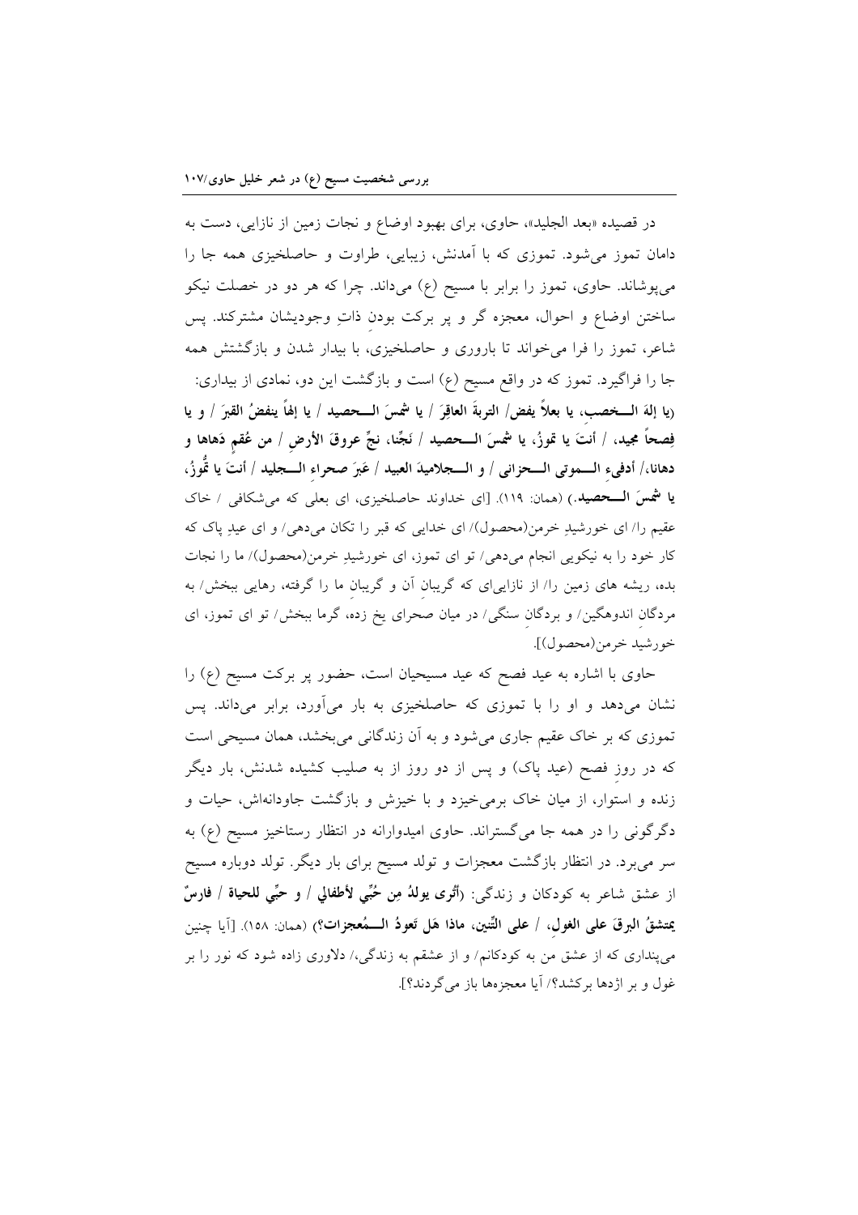در قصیده «بعد الجلید»، حاوی، برای بهبود اوضاع و نجات زمین از نازایی، دست به دامان تموز می‌شود. تموزی که با آمدنش، زیبایی، طراوت و حاصلخیزی همه جا را می‌پوشاند. حاوی، تموز را برابر با مسیح (ع) می‌داند. چرا که هر دو در خصلت نیکو ساختن اوضاع و احوال، معجزه گر و پر برکت بودنِ ذاتِ وجودیشان مشترکند. پس شاعر، تموز را فرا می‌خواند تا باروری و حاصلخیزی، با بیدار شدن و بازگشتش همه جا را فراگیرد. تموز که در واقع مسیح (ع) است و بازگشت این دو، نمادی از بیداری: **(یا إلهَ الـــخصب، یا بعلاً یفض/ التربةَ العاقرَ / یا شمسَ الـــحصید / یا إلهاً ینفضُ القبرَ / و یا فِصحاً مجید، / أنتَ یا تموزُ، یا شمسَ الـــحصید / نَجِّنا، نجِّ عروقَ الأرضِ / من عُقمٍ دَهاها و دهانا،/ أدفیءِ الـــموتی الـــحزانی / و الـــجلامیدَ العبید / عَبرَ صحراءِ الـــجلید / أنتَ یا تُّوزُ، یا شمسَ الـــحصید.)** (همان: ۱۱۹). [ای خداوند حاصلخیزی، ای بعلی که می‌شکافی / خاک عقیم را/ ای خورشیدِ خرمن(محصول)/ ای خدایی که قبر را تکان می‌دهی/ و ای عیدِ پاک که کار خود را به نیکویی انجام می‌دهی/ تو ای تموز، ای خورشیدِ خرمن(محصول)/ ما را نجات بده، ریشه های زمین را/ از نازایی‌ای که گریبانِ آن و گریبانِ ما را گرفته، رهایی ببخش/ به مردگانِ اندوهگین/ و بردگانِ سنگی/ در میان صحرای یخ زده، گرما ببخش/ تو ای تموز، ای خورشید خرمن(محصول)].

حاوی با اشاره به عید فصح که عید مسیحیان است، حضور پر برکت مسیح (ع) را نشان می‌دهد و او را با تموزی که حاصلخیزی به بار می‌آورد، برابر می‌داند. پس تموزی که بر خاک عقیم جاری می‌شود و به آن زندگانی می‌بخشد، همان مسیحی است که در روزِ فصح (عید پاک) و پس از دو روز از به صلیب کشیده شدنش، بار دیگر زنده و استوار، از میان خاک برمی‌خیزد و با خیزش و بازگشت جاودانه‌اش، حیات و دگرگونی را در همه جا می‌گستراند. حاوی امیدوارانه در انتظار رستاخیز مسیح (ع) به سر می‌برد. در انتظار بازگشت معجزات و تولد مسیح برای بار دیگر. تولد دوباره مسیح از عشق شاعر به کودکان و زندگی: **(أتُری یولدُ مِن حُبِّي لأطفالي / و حبِّي للحیاة / فارسٌ یمتشقُ البرقَ علی الغولِ، / علی التّنین، ماذا هَل تَعودُ الـــمُعجزات؟)** (همان: ۱۵۸). [آیا چنین می‌پنداری که از عشق من به کودکانم/ و از عشقم به زندگی،/ دلاوری زاده شود که نور را بر غول و بر اژدها برکشد؟/ آیا معجزه‌ها باز می‌گردند؟].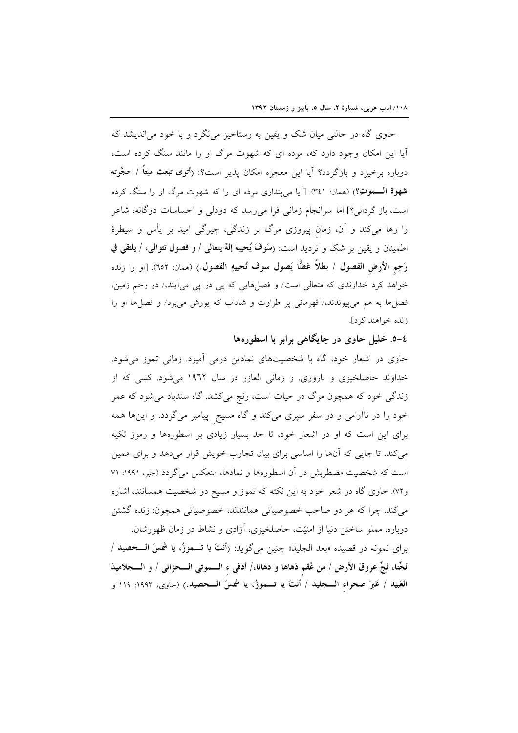حاوی گاه در حالتی میان شک و یقین به رستاخیز می‌نگرد و با خود می‌اندیشد که آیا این امکان وجود دارد که، مرده ای که شهوت مرگ او را مانند سنگ کرده است، دوباره برخیزد و بازگردد؟ آیا این معجزه امکان پذیر است؟: (**أتری تبعث میتاً / حجَّرته شهوة الـــموتِ؟**) (همان: ٣٤١). [آیا می‌پنداری مرده ای را که شهوت مرگ او را سنگ کرده است، باز گردانی؟] اما سرانجام زمانی فرا می‌رسد که دودلی و احساسات دوگانه، شاعر را رها می‌کند و آن، زمانِ پیروزی مرگ بر زندگی، چیرگی امید بر یأس و سیطرهٔ اطمینان و یقین بر شک و تردید است: (**سَوفَ یُحییه إلهٌ یتعالی / و فصول تتوالی، / یلتقي في رَحِمِ الأرضِ الفصول / بطلاً غضًّا یَصول سوف تُحییهِ الفصول.**) (همان: ٦٥٢). [او را زنده خواهد کرد خداوندی که متعالی است/ و فصل‌هایی که پی در پی می‌آیند،/ در رحمِ زمین، فصل‌ها به هم می‌پیوندند،/ قهرمانی پر طراوت و شاداب که یورش می‌برد/ و فصل‌ها او را زنده خواهند کرد].

### ٤-٥. خلیل حاوی در جایگاهی برابر با اسطوره‌ها

حاوی در اشعار خود، گاه با شخصیت‌های نمادین درمی آمیزد. زمانی تموز می‌شود. خداوند حاصلخیزی و باروری. و زمانی العازر در سال ١٩٦٢ می‌شود. کسی که از زندگی خود که همچون مرگ در حیات است، رنج می‌کشد. گاه سندباد می‌شود که عمر خود را در ناآرامی و در سفر سپری می‌کند و گاه مسیحِ پیامبر می‌گردد. و این‌ها همه برای این است که او در اشعار خود، تا حد بسیار زیادی بر اسطوره‌ها و رموز تکیه می‌کند. تا جایی که آن‌ها را اساسی برای بیان تجارب خویش قرار می‌دهد و برای همین است که شخصیت مضطربش در آن اسطوره‌ها و نمادها، منعکس می‌گردد (جَبر، ١٩٩١: ٧١ و٧٢). حاوی گاه در شعر خود به این نکته که تموز و مسیح دو شخصیت همسانند، اشاره می‌کند. چرا که هر دو صاحب خصوصیاتی همانندند، خصوصیاتی همچون: زنده گشتن دوباره، مملو ساختن دنیا از امنیّت، حاصلخیزی، آزادی و نشاط در زمان ظهورشان.

برای نمونه در قصیده «بعد الجلید» چنین می‌گوید: (**أنتَ یا تـــموزُ، یا شمسَ الـــحصید / نَجِّنا، نَجِّ عروقَ الأرض / من عُقمٍ دَهاها و دهانا،/ أدفیء الـــموتی الـــحزانی / و الـــجلامیدَ العَبید / عَبرَ صحراءِ الـــجلید / أنتَ یا تـــموزُ، یا شمسَ الـــحصید.**) (حاوی، ١٩٩٣: ١١٩ و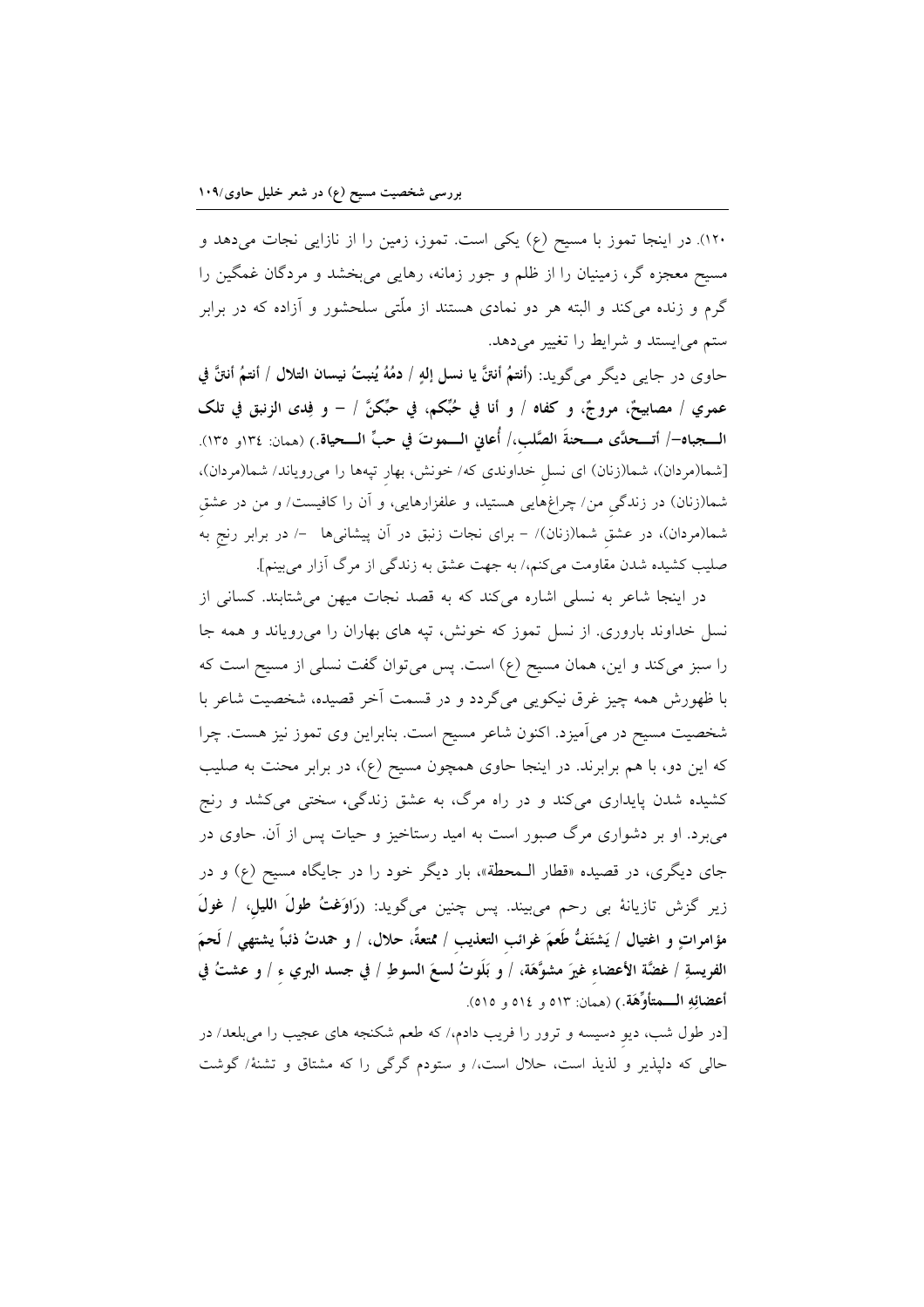۱۲۰). در اینجا تموز با مسیح (ع) یکی است. تموز، زمین را از نازایی نجات می‌دهد و مسیح معجزه گر، زمینیان را از ظلم و جور زمانه، رهایی می‌بخشد و مردگان غمگین را گرم و زنده می‌کند و البته هر دو نمادی هستند از ملّتی سلحشور و آزاده که در برابر ستم می‌ایستد و شرایط را تغییر می‌دهد.

حاوی در جایی دیگر می‌گوید: **(أنتمُ أنتنَّ یا نسل إلهِ / دمُهُ یُنبتُ نیسان التلال / أنتمُ أنتنَّ في عمري / مصابیحٌ، مروجٌ، و كفاه / و أنا في حُبِّكم، في حبِّكنَّ / – و فِدی الزنبق في تلک الـجباه–/ أتــحدّی مــحنةَ الصَّلبِ،/ أُعاني الــموتَ في حبِّ الــحیاة.)** (همان: ۱۳٤و ۱۳۵).

[شما(مردان)، شما(زنان) ای نسلِ خداوندی که/ خونش، بهارِ تپه‌ها را می‌رویاند/ شما(مردان)، شما(زنان) در زندگیِ من/ چراغ‌هایی هستید، و علفزارهایی، و آن را کافیست/ و من در عشقِ شما(مردان)، در عشقِ شما(زنان)/ – برای نجات زنبق در آن پیشانی‌ها –/ در برابر رنجِ به صلیب کشیده شدن مقاومت می‌کنم،/ به جهت عشق به زندگی از مرگ آزار می‌بینم].

در اینجا شاعر به نسلی اشاره می‌کند که به قصد نجات میهن می‌شتابند. کسانی از نسل خداوند باروری. از نسل تموز که خونش، تپه های بهاران را می‌رویاند و همه جا را سبز می‌کند و این، همان مسیح (ع) است. پس می‌توان گفت نسلی از مسیح است که با ظهورش همه چیز غرق نیکویی می‌گردد و در قسمت آخر قصیده، شخصیت شاعر با شخصیت مسیح در می‌آمیزد. اکنون شاعر مسیح است. بنابراین وی تموز نیز هست. چرا که این دو، با هم برابرند. در اینجا حاوی همچون مسیح (ع)، در برابر محنت به صلیب کشیده شدن پایداری می‌کند و در راه مرگ، به عشق زندگی، سختی می‌کشد و رنج می‌برد. او بر دشواری مرگ صبور است به امید رستاخیز و حیات پس از آن. حاوی در جای دیگری، در قصیده «قطار الـمحطة»، بار دیگر خود را در جایگاه مسیح (ع) و در زیر گزش تازیانهٔ بی رحم می‌بیند. پس چنین می‌گوید: **(راوَغتُ طولَ اللیلِ، / غولَ مؤامراتٍ و اغتیال / یَشتَفُّ طَعمَ غرائبِ التعذیبِ / ممتعةً، حلال، / و حمدتُ ذئباً یشتهي / لَحمَ الفریسةِ / غضَّةَ الأعضاءِ غیرَ مشوَّهَة، / و بَلَوتُ لسعَ السوطِ / في جسد البري ء / و عشتُ في أعضائِهِ الــمتأوِّهَة.)** (همان: ۵۱۳ و ۵۱٤ و ۵۱۵).

[در طول شب، دیوِ دسیسه و ترور را فریب دادم،/ که طعم شکنجه های عجیب را می‌بلعد/ در حالی که دلپذیر و لذیذ است، حلال است،/ و ستودم گرگی را که مشتاق و تشنهٔ/ گوشت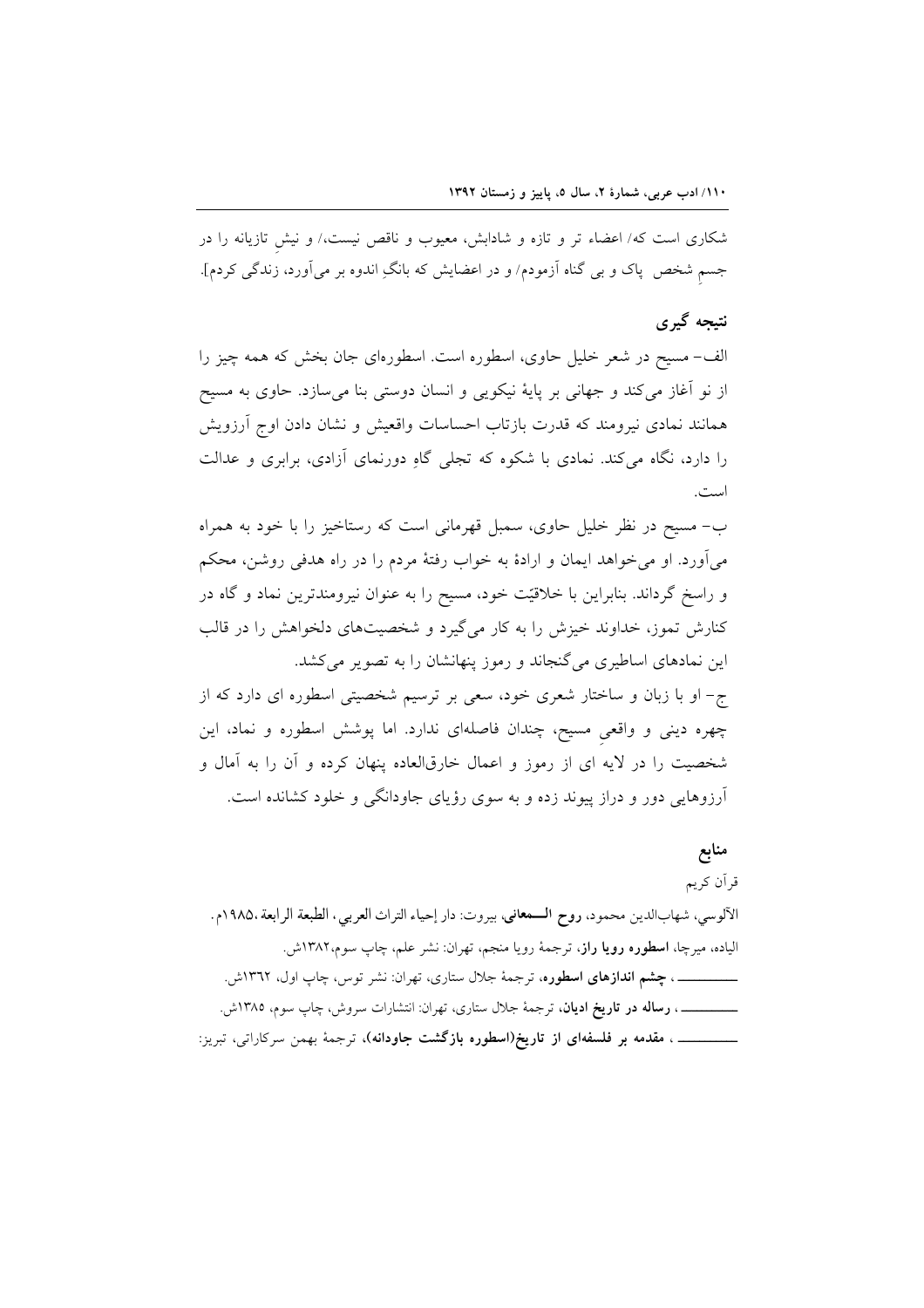شکاری است که/ اعضاء تر و تازه و شادابش، معیوب و ناقص نیست،/ و نیشِ تازیانه را در جسمِ شخص پاک و بی گناه آزمودم/ و در اعضایش که بانگِ اندوه بر می‌آورد، زندگی کردم].

## نتیجه گیری

الف- مسیح در شعر خلیل حاوی، اسطوره است. اسطوره‌ای جان بخش که همه چیز را از نو آغاز می‌کند و جهانی بر پایهٔ نیکویی و انسان دوستی بنا می‌سازد. حاوی به مسیح همانند نمادی نیرومند که قدرت بازتاب احساسات واقعیش و نشان دادن اوج آرزویش را دارد، نگاه می‌کند. نمادی با شکوه که تجلی گاهِ دورنمای آزادی، برابری و عدالت است.

ب- مسیح در نظر خلیل حاوی، سمبل قهرمانی است که رستاخیز را با خود به همراه می‌آورد. او می‌خواهد ایمان و ارادهٔ به خواب رفتهٔ مردم را در راه هدفی روشن، محکم و راسخ گرداند. بنابراین با خلاقیّت خود، مسیح را به عنوان نیرومندترین نماد و گاه در کنارش تموز، خداوند خیزش را به کار می‌گیرد و شخصیت‌های دلخواهش را در قالب این نمادهای اساطیری می‌گنجاند و رموز پنهانشان را به تصویر می‌کشد.

ج- او با زبان و ساختار شعری خود، سعی بر ترسیم شخصیتی اسطوره ای دارد که از چهره دینی و واقعیِ مسیح، چندان فاصله‌ای ندارد. اما پوشش اسطوره و نماد، این شخصیت را در لایه ای از رموز و اعمال خارق‌العاده پنهان کرده و آن را به آمال و آرزوهایی دور و دراز پیوند زده و به سوی رؤیای جاودانگی و خلود کشانده است.

## منابع

قرآن کریم

الآلوسي، شهاب‌الدين محمود، **روح المعاني**، بيروت: دار إحياء التراث العربي، الطبعة الرابعة، ١٩٨٥م.

الیاده، میرچا، **اسطوره رویا راز**، ترجمهٔ رویا منجم، تهران: نشر علم، چاپ سوم، ١٣٨٢ش.

ـــــــــــــ، **چشم اندازهای اسطوره**، ترجمهٔ جلال ستاری، تهران: نشر توس، چاپ اول، ١٣٦٢ش.

ـــــــــــــ، **رساله در تاریخ ادیان**، ترجمهٔ جلال ستاری، تهران: انتشارات سروش، چاپ سوم، ١٣٨٥ش.

ـــــــــــــ، **مقدمه بر فلسفه‌ای از تاریخ(اسطوره بازگشت جاودانه)**، ترجمهٔ بهمن سرکاراتی، تبریز: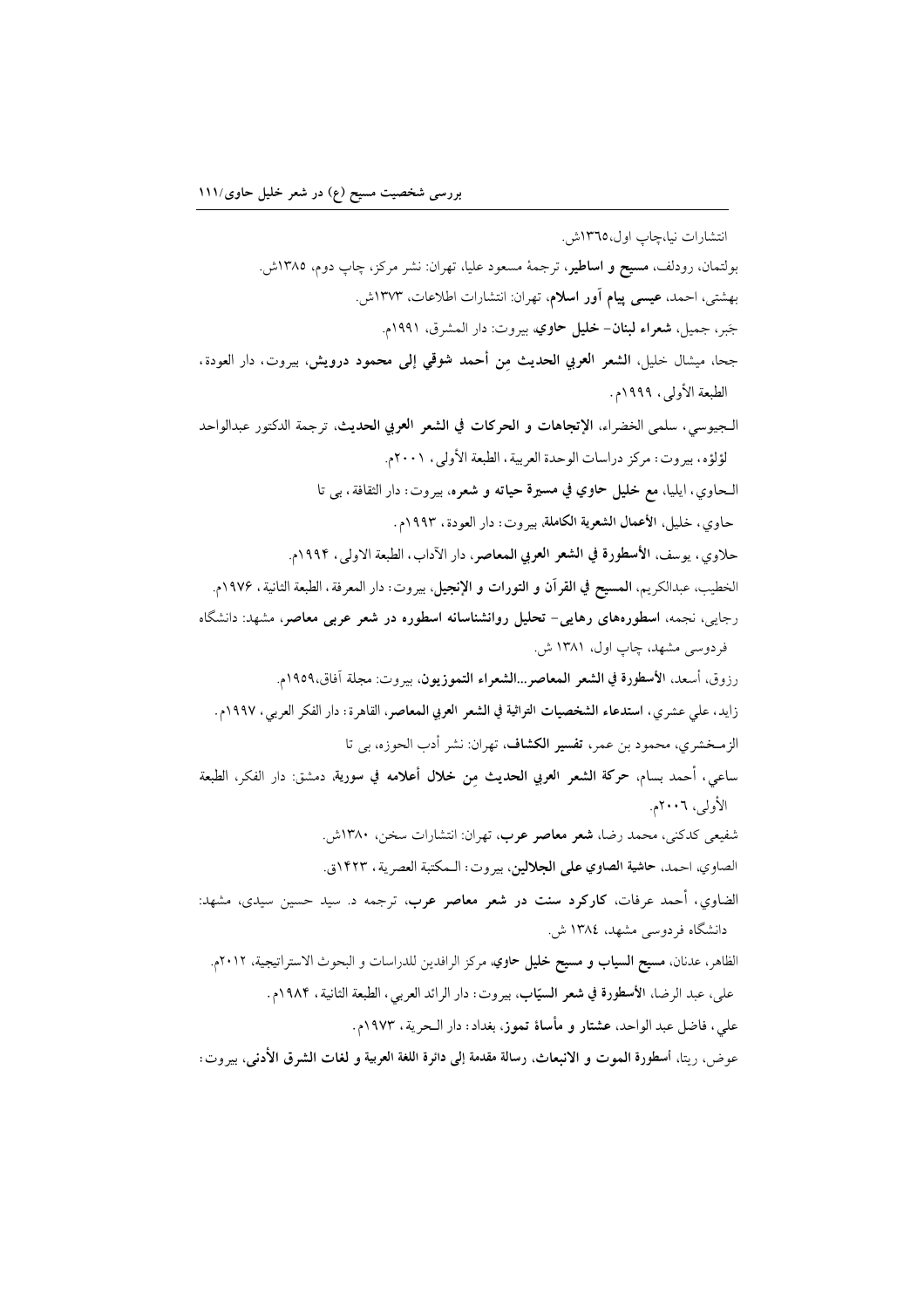انتشارات نیا،چاپ اول،۱۳۶۵ش.

بولتمان، رودلف، **مسیح و اساطیر**، ترجمهٔ مسعود علیا، تهران: نشر مرکز، چاپ دوم، ۱۳۸۵ش.

بهشتی، احمد، **عیسی پیام آور اسلام**، تهران: انتشارات اطلاعات، ۱۳۷۳ش.

جَبر، جمیل، **شعراء لبنان- خلیل حاوي**، بیروت: دار المشرق، ۱۹۹۱م.

جحا، میشال خلیل، **الشعر العربي الحدیث مِن أحمد شوقي إلی محمود درویش**، بیروت، دار العودة، الطبعة الأولی، ۱۹۹۹م.

الـجیوسي، سلمی الخضراء، **الإتجاهات و الحرکات في الشعر العربي الحدیث**، ترجمة الدکتور عبدالواحد لؤلؤه، بیروت: مرکز دراسات الوحدة العربیة، الطبعة الأولی، ۲۰۰۱م.

الـحاوي، ایلیا، **مع خلیل حاوي في مسیرة حیاته و شعره**، بیروت: دار الثقافة، بی تا

حاوي، خلیل، **الأعمال الشعریة الکاملة**، بیروت: دار العودة، ۱۹۹۳م.

حلاوي، یوسف، **الأسطورة في الشعر العربي المعاصر**، دار الآداب، الطبعة الاولی، ۱۹۹۴م.

الخطیب، عبدالکریم، **المسیح في القرآن و التورات و الإنجیل**، بیروت: دار المعرفة، الطبعة الثانیة، ۱۹۷۶م.

رجایی، نجمه، **اسطورههای رهایی- تحلیل روانشناسانه اسطوره در شعر عربی معاصر**، مشهد: دانشگاه فردوسی مشهد، چاپ اول، ۱۳۸۱ ش.

رزوق، أسعد، **الأسطورة في الشعر المعاصر...الشعراء التموزیون**، بیروت: مجلة آفاق،۱۹۵۹م.

زاید، علي عشري، **استدعاء الشخصیات التراثیة في الشعر العربي المعاصر**، القاهرة: دار الفکر العربي، ۱۹۹۷م.

الزمـخشري، محمود بن عمر، **تفسیر الکشاف**، تهران: نشر أدب الحوزه، بی تا

ساعي، أحمد بسام، **حرکة الشعر العربي الحدیث مِن خلال أعلامه في سوریة**، دمشق: دار الفکر، الطبعة الأولی، ۲۰۰۶م.

شفیعی کدکنی، محمد رضا، **شعر معاصر عرب**، تهران: انتشارات سخن، ۱۳۸۰ش.

الصاوي، احمد، **حاشیة الصاوي علی الجلالین**، بیروت: الـمکتبة العصریة، ۱۴۲۳ق.

الضاوي، أحمد عرفات، **کارکرد سنت در شعر معاصر عرب**، ترجمه د. سید حسین سیدی، مشهد: دانشگاه فردوسی مشهد، ۱۳۸٤ ش.

الظاهر، عدنان، **مسیح السیاب و مسیح خلیل حاوي**، مرکز الرافدین للدراسات و البحوث الاستراتیجیة، ۲۰۱۲م.

علی، عبد الرضا، **الأسطورة في شعر السیّاب**، بیروت: دار الرائد العربي، الطبعة الثانیة، ۱۹۸۴م.

علي، فاضل عبد الواحد، **عشتار و مأساة تموز**، بغداد: دار الـحریة، ۱۹۷۳م.

عوض، ریتا، **أسطورة الموت و الانبعاث**، رسالة مقدمة إلی دائرة اللغة العربیة و لغات الشرق الأدنی، بیروت: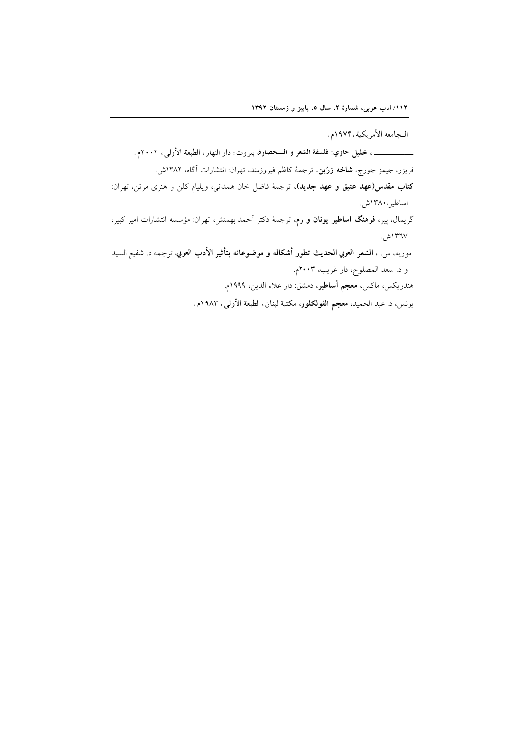الجامعة الأمريكية، ۱۹۷۴م.

ـــــــــــــ، **خليل حاوي: فلسفة الشعر و الحضارة**، بيروت: دار النهار، الطبعة الأولى، ۲۰۰۲م.

فريزر، جيمز جورج، **شاخه زرّين**، ترجمهٔ كاظم فيروزمند، تهران: انتشارات آگاه، ۱۳۸۲ش.

**كتاب مقدس(عهد عتيق و عهد جديد)**، ترجمهٔ فاضل خان همدانى، ويليام كلن و هنرى مرتن، تهران: اساطير، ۱۳۸۰ش.

گريمال، پير، **فرهنگ اساطير يونان و رم**، ترجمهٔ دكتر أحمد بهمنش، تهران: مؤسسه انتشارات امير كبير، ۱۳٦۷ش.

موريه، س. ، **الشعر العربي الحديث تطور أشكاله و موضوعاته بتأثير الأدب العربي**، ترجمه د. شفيع السيد و د. سعد المصلوح، دار غريب، ۲۰۰۳م.

هندريكس، ماكس، **معجم أساطير**، دمشق: دار علاء الدين، ۱۹۹۹م.

يونس، د. عبد الحميد، **معجم الفولكلور**، مكتبة لبنان، الطبعة الأولى، ۱۹۸۳م.